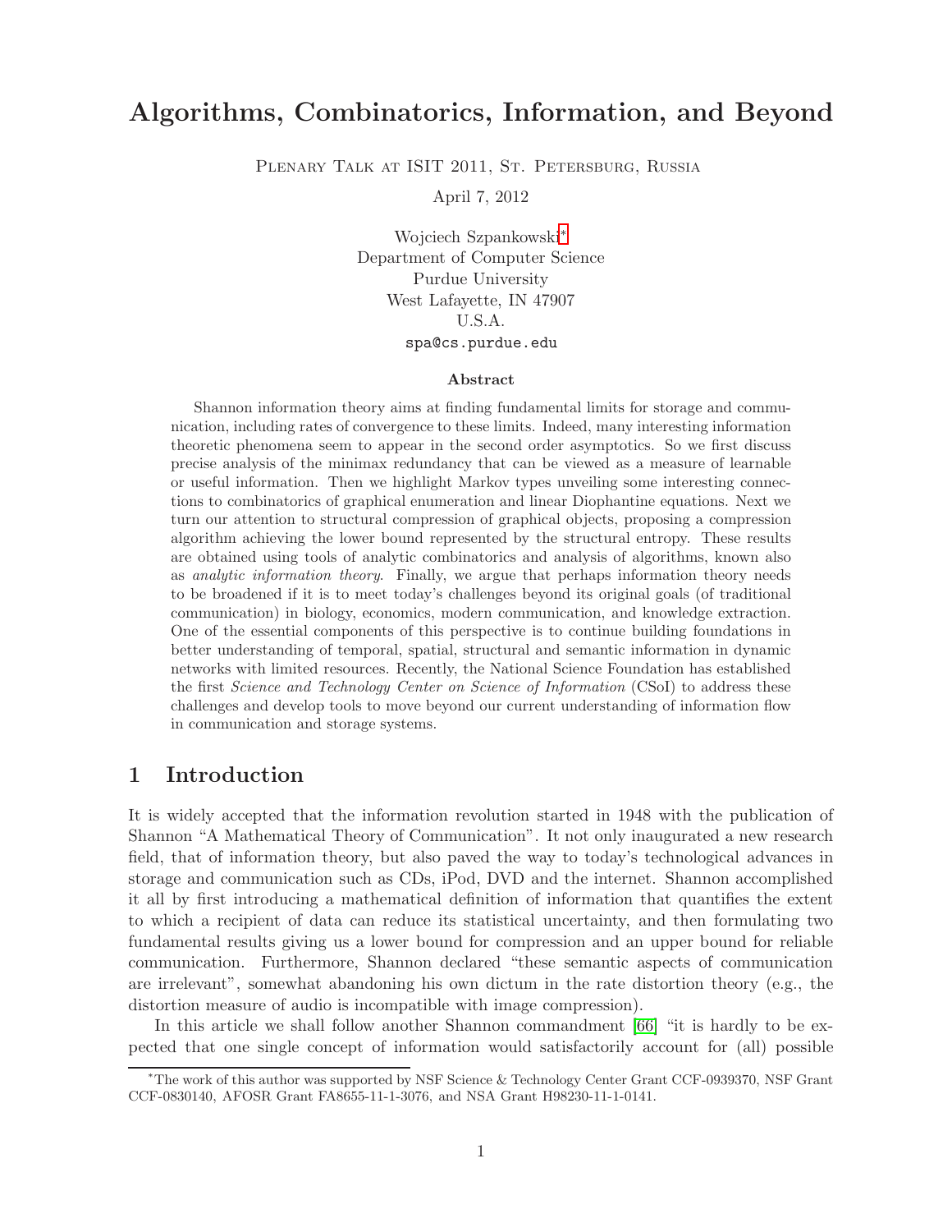# Algorithms, Combinatorics, Information, and Beyond

PLENARY TALK AT ISIT 2011, ST. PETERSBURG, RUSSIA

April 7, 2012

Wojciech Szpankowski*
Department of Computer Science
Purdue University
West Lafayette, IN 47907
U.S.A.
spa@cs.purdue.edu

### Abstract

Shannon information theory aims at finding fundamental limits for storage and communication, including rates of convergence to these limits. Indeed, many interesting information theoretic phenomena seem to appear in the second order asymptotics. So we first discuss precise analysis of the minimax redundancy that can be viewed as a measure of learnable or useful information. Then we highlight Markov types unveiling some interesting connections to combinatorics of graphical enumeration and linear Diophantine equations. Next we turn our attention to structural compression of graphical objects, proposing a compression algorithm achieving the lower bound represented by the structural entropy. These results are obtained using tools of analytic combinatorics and analysis of algorithms, known also as *analytic information theory*. Finally, we argue that perhaps information theory needs to be broadened if it is to meet today's challenges beyond its original goals (of traditional communication) in biology, economics, modern communication, and knowledge extraction. One of the essential components of this perspective is to continue building foundations in better understanding of temporal, spatial, structural and semantic information in dynamic networks with limited resources. Recently, the National Science Foundation has established the first *Science and Technology Center on Science of Information* (CSoI) to address these challenges and develop tools to move beyond our current understanding of information flow in communication and storage systems.

## 1 Introduction

It is widely accepted that the information revolution started in 1948 with the publication of Shannon "A Mathematical Theory of Communication". It not only inaugurated a new research field, that of information theory, but also paved the way to today's technological advances in storage and communication such as CDs, iPod, DVD and the internet. Shannon accomplished it all by first introducing a mathematical definition of information that quantifies the extent to which a recipient of data can reduce its statistical uncertainty, and then formulating two fundamental results giving us a lower bound for compression and an upper bound for reliable communication. Furthermore, Shannon declared "these semantic aspects of communication are irrelevant", somewhat abandoning his own dictum in the rate distortion theory (e.g., the distortion measure of audio is incompatible with image compression).

In this article we shall follow another Shannon commandment [66] "it is hardly to be expected that one single concept of information would satisfactorily account for (all) possible

*The work of this author was supported by NSF Science & Technology Center Grant CCF-0939370, NSF Grant CCF-0830140, AFOSR Grant FA8655-11-1-3076, and NSA Grant H98230-11-1-0141.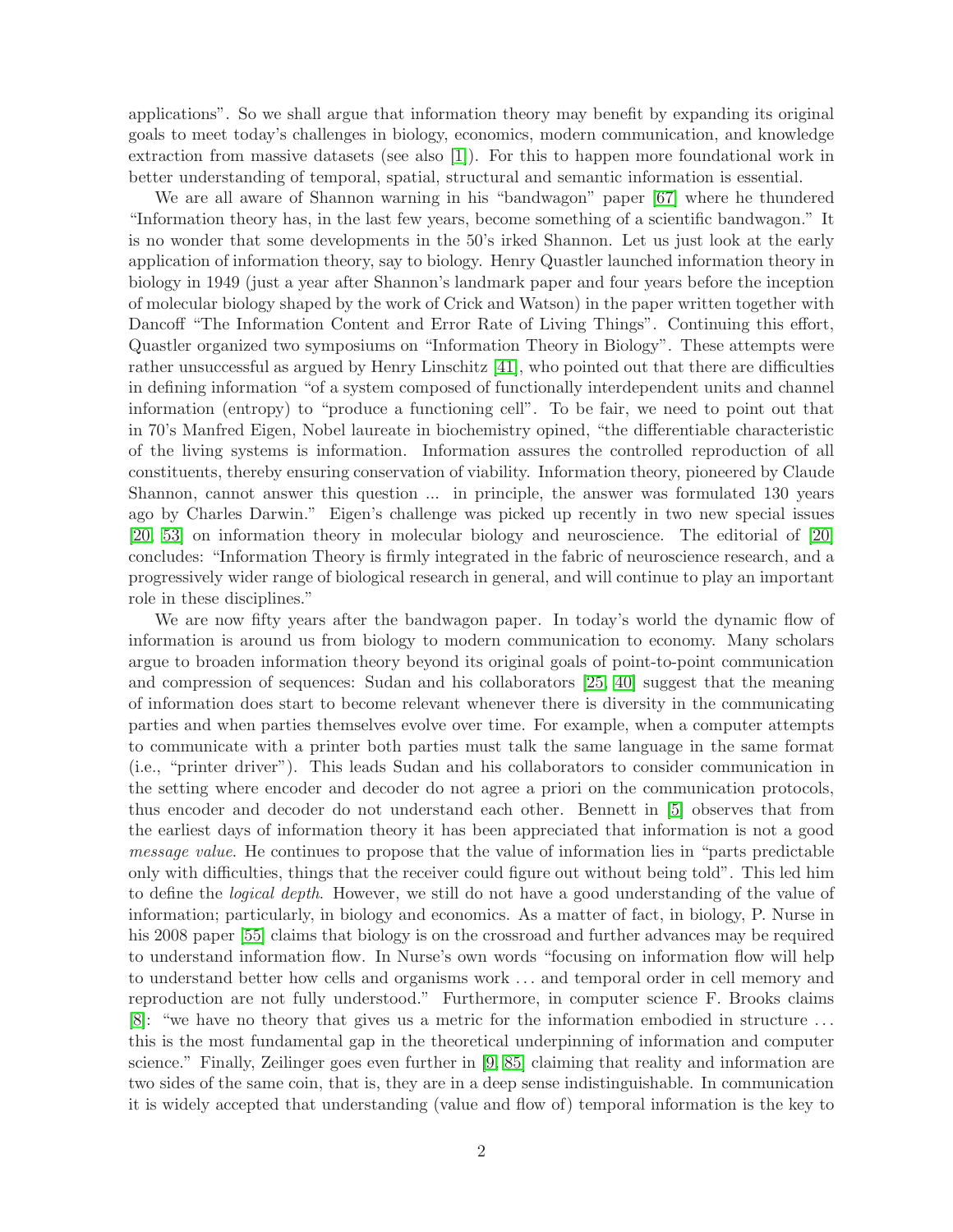applications". So we shall argue that information theory may benefit by expanding its original goals to meet today's challenges in biology, economics, modern communication, and knowledge extraction from massive datasets (see also [1]). For this to happen more foundational work in better understanding of temporal, spatial, structural and semantic information is essential.

We are all aware of Shannon warning in his "bandwagon" paper [67] where he thundered "Information theory has, in the last few years, become something of a scientific bandwagon." It is no wonder that some developments in the 50's irked Shannon. Let us just look at the early application of information theory, say to biology. Henry Quastler launched information theory in biology in 1949 (just a year after Shannon's landmark paper and four years before the inception of molecular biology shaped by the work of Crick and Watson) in the paper written together with Dancoff "The Information Content and Error Rate of Living Things". Continuing this effort, Quastler organized two symposiums on "Information Theory in Biology". These attempts were rather unsuccessful as argued by Henry Linschitz [41], who pointed out that there are difficulties in defining information "of a system composed of functionally interdependent units and channel information (entropy) to "produce a functioning cell". To be fair, we need to point out that in 70's Manfred Eigen, Nobel laureate in biochemistry opined, "the differentiable characteristic of the living systems is information. Information assures the controlled reproduction of all constituents, thereby ensuring conservation of viability. Information theory, pioneered by Claude Shannon, cannot answer this question ... in principle, the answer was formulated 130 years ago by Charles Darwin." Eigen's challenge was picked up recently in two new special issues [20, 53] on information theory in molecular biology and neuroscience. The editorial of [20] concludes: "Information Theory is firmly integrated in the fabric of neuroscience research, and a progressively wider range of biological research in general, and will continue to play an important role in these disciplines."

We are now fifty years after the bandwagon paper. In today's world the dynamic flow of information is around us from biology to modern communication to economy. Many scholars argue to broaden information theory beyond its original goals of point-to-point communication and compression of sequences: Sudan and his collaborators [25, 40] suggest that the meaning of information does start to become relevant whenever there is diversity in the communicating parties and when parties themselves evolve over time. For example, when a computer attempts to communicate with a printer both parties must talk the same language in the same format (i.e., "printer driver"). This leads Sudan and his collaborators to consider communication in the setting where encoder and decoder do not agree a priori on the communication protocols, thus encoder and decoder do not understand each other. Bennett in [5] observes that from the earliest days of information theory it has been appreciated that information is not a good *message value*. He continues to propose that the value of information lies in "parts predictable only with difficulties, things that the receiver could figure out without being told". This led him to define the *logical depth*. However, we still do not have a good understanding of the value of information; particularly, in biology and economics. As a matter of fact, in biology, P. Nurse in his 2008 paper [55] claims that biology is on the crossroad and further advances may be required to understand information flow. In Nurse's own words "focusing on information flow will help to understand better how cells and organisms work ... and temporal order in cell memory and reproduction are not fully understood." Furthermore, in computer science F. Brooks claims [8]: "we have no theory that gives us a metric for the information embodied in structure ... this is the most fundamental gap in the theoretical underpinning of information and computer science." Finally, Zeilinger goes even further in [9, 85] claiming that reality and information are two sides of the same coin, that is, they are in a deep sense indistinguishable. In communication it is widely accepted that understanding (value and flow of) temporal information is the key to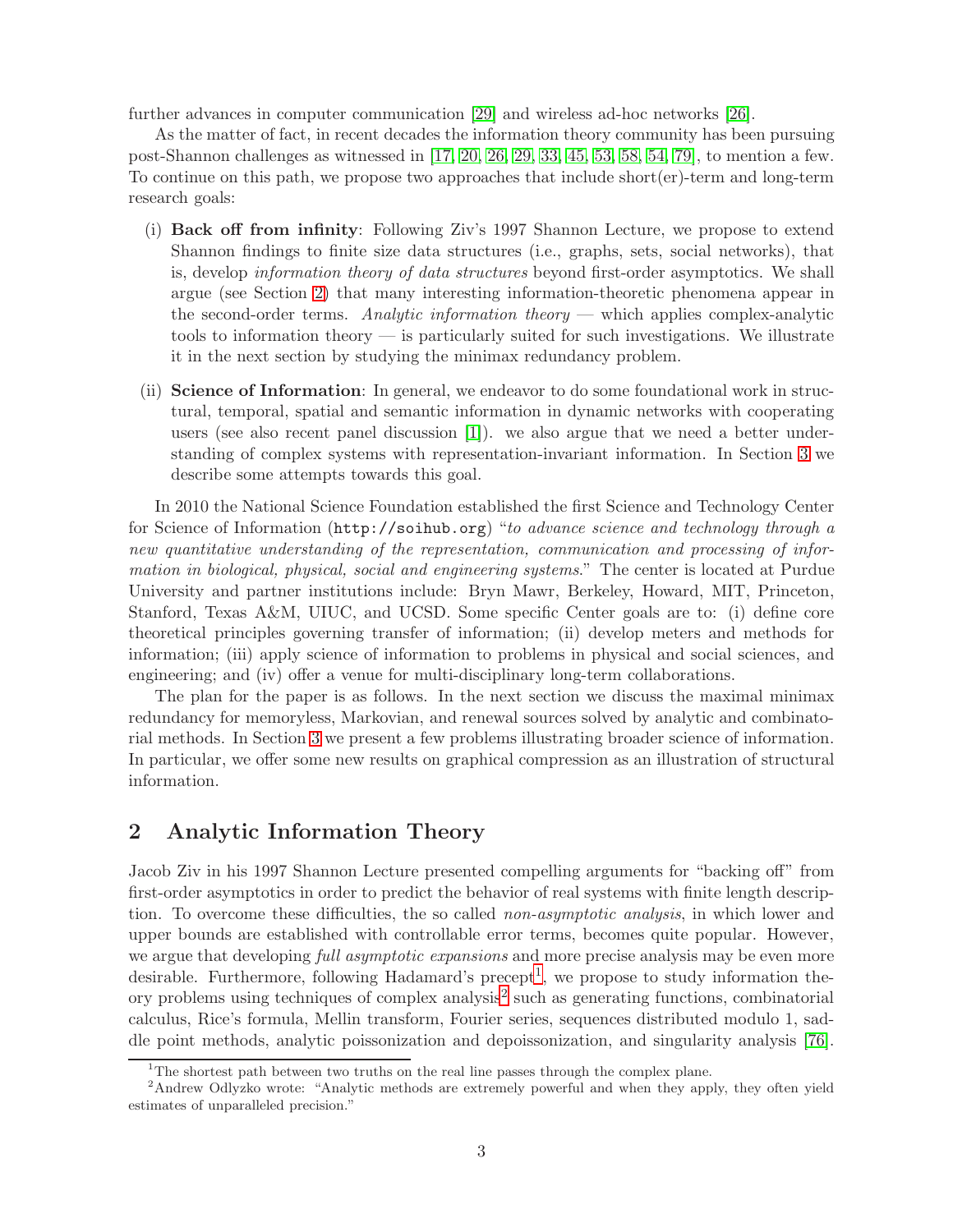further advances in computer communication [29] and wireless ad-hoc networks [26].

As the matter of fact, in recent decades the information theory community has been pursuing post-Shannon challenges as witnessed in [17, 20, 26, 29, 33, 45, 53, 58, 54, 79], to mention a few. To continue on this path, we propose two approaches that include short(er)-term and long-term research goals:

(i) **Back off from infinity**: Following Ziv's 1997 Shannon Lecture, we propose to extend Shannon findings to finite size data structures (i.e., graphs, sets, social networks), that is, develop *information theory of data structures* beyond first-order asymptotics. We shall argue (see Section 2) that many interesting information-theoretic phenomena appear in the second-order terms. *Analytic information theory* — which applies complex-analytic tools to information theory — is particularly suited for such investigations. We illustrate it in the next section by studying the minimax redundancy problem.

(ii) **Science of Information**: In general, we endeavor to do some foundational work in structural, temporal, spatial and semantic information in dynamic networks with cooperating users (see also recent panel discussion [1]). we also argue that we need a better understanding of complex systems with representation-invariant information. In Section 3 we describe some attempts towards this goal.

In 2010 the National Science Foundation established the first Science and Technology Center for Science of Information (`http://soihub.org`) "*to advance science and technology through a new quantitative understanding of the representation, communication and processing of information in biological, physical, social and engineering systems*." The center is located at Purdue University and partner institutions include: Bryn Mawr, Berkeley, Howard, MIT, Princeton, Stanford, Texas A&M, UIUC, and UCSD. Some specific Center goals are to: (i) define core theoretical principles governing transfer of information; (ii) develop meters and methods for information; (iii) apply science of information to problems in physical and social sciences, and engineering; and (iv) offer a venue for multi-disciplinary long-term collaborations.

The plan for the paper is as follows. In the next section we discuss the maximal minimax redundancy for memoryless, Markovian, and renewal sources solved by analytic and combinatorial methods. In Section 3 we present a few problems illustrating broader science of information. In particular, we offer some new results on graphical compression as an illustration of structural information.

## 2 Analytic Information Theory

Jacob Ziv in his 1997 Shannon Lecture presented compelling arguments for "backing off" from first-order asymptotics in order to predict the behavior of real systems with finite length description. To overcome these difficulties, the so called *non-asymptotic analysis*, in which lower and upper bounds are established with controllable error terms, becomes quite popular. However, we argue that developing *full asymptotic expansions* and more precise analysis may be even more desirable. Furthermore, following Hadamard's precept[1], we propose to study information theory problems using techniques of complex analysis[2] such as generating functions, combinatorial calculus, Rice's formula, Mellin transform, Fourier series, sequences distributed modulo 1, saddle point methods, analytic poissonization and depoissonization, and singularity analysis [76].

[1] The shortest path between two truths on the real line passes through the complex plane.

[2] Andrew Odlyzko wrote: "Analytic methods are extremely powerful and when they apply, they often yield estimates of unparalleled precision."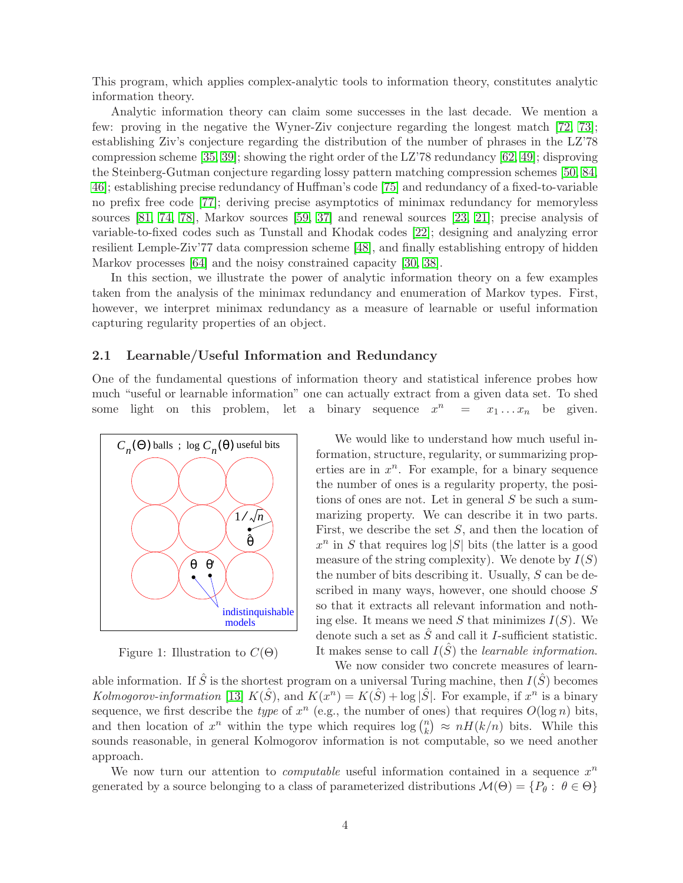This program, which applies complex-analytic tools to information theory, constitutes analytic information theory.

Analytic information theory can claim some successes in the last decade. We mention a few: proving in the negative the Wyner-Ziv conjecture regarding the longest match [72, 73]; establishing Ziv's conjecture regarding the distribution of the number of phrases in the LZ'78 compression scheme [35, 39]; showing the right order of the LZ'78 redundancy [62, 49]; disproving the Steinberg-Gutman conjecture regarding lossy pattern matching compression schemes [50, 84, 46]; establishing precise redundancy of Huffman's code [75] and redundancy of a fixed-to-variable no prefix free code [77]; deriving precise asymptotics of minimax redundancy for memoryless sources [81, 74, 78], Markov sources [59, 37] and renewal sources [23, 21]; precise analysis of variable-to-fixed codes such as Tunstall and Khodak codes [22]; designing and analyzing error resilient Lemple-Ziv'77 data compression scheme [48], and finally establishing entropy of hidden Markov processes [64] and the noisy constrained capacity [30, 38].

In this section, we illustrate the power of analytic information theory on a few examples taken from the analysis of the minimax redundancy and enumeration of Markov types. First, however, we interpret minimax redundancy as a measure of learnable or useful information capturing regularity properties of an object.

## 2.1 Learnable/Useful Information and Redundancy

One of the fundamental questions of information theory and statistical inference probes how much "useful or learnable information" one can actually extract from a given data set. To shed some light on this problem, let a binary sequence $x^n = x_1 \dots x_n$ be given. We would like to understand how much useful information, structure, regularity, or summarizing properties are in $x^n$. For example, for a binary sequence the number of ones is a regularity property, the positions of ones are not. Let in general $S$ be such a summarizing property. We can describe it in two parts. First, we describe the set $S$, and then the location of $x^n$ in $S$ that requires $\log |S|$ bits (the latter is a good measure of the string complexity). We denote by $I(S)$ the number of bits describing it. Usually, $S$ can be described in many ways, however, one should choose $S$ so that it extracts all relevant information and nothing else. It means we need $S$ that minimizes $I(S)$. We denote such a set as $\hat{S}$ and call it $I$-sufficient statistic. It makes sense to call $I(\hat{S})$ the *learnable information*.

Figure 1: Illustration to $C(\Theta)$

We now consider two concrete measures of learnable information. If $\hat{S}$ is the shortest program on a universal Turing machine, then $I(\hat{S})$ becomes *Kolmogorov-information* [13] $K(\hat{S})$, and $K(x^n) = K(\hat{S}) + \log |\hat{S}|$. For example, if $x^n$ is a binary sequence, we first describe the *type* of $x^n$ (e.g., the number of ones) that requires $O(\log n)$ bits, and then location of $x^n$ within the type which requires $\log \binom{n}{k} \approx nH(k/n)$ bits. While this sounds reasonable, in general Kolmogorov information is not computable, so we need another approach.

We now turn our attention to *computable* useful information contained in a sequence $x^n$ generated by a source belonging to a class of parameterized distributions $\mathcal{M}(\Theta) = \{P_\theta : \theta \in \Theta\}$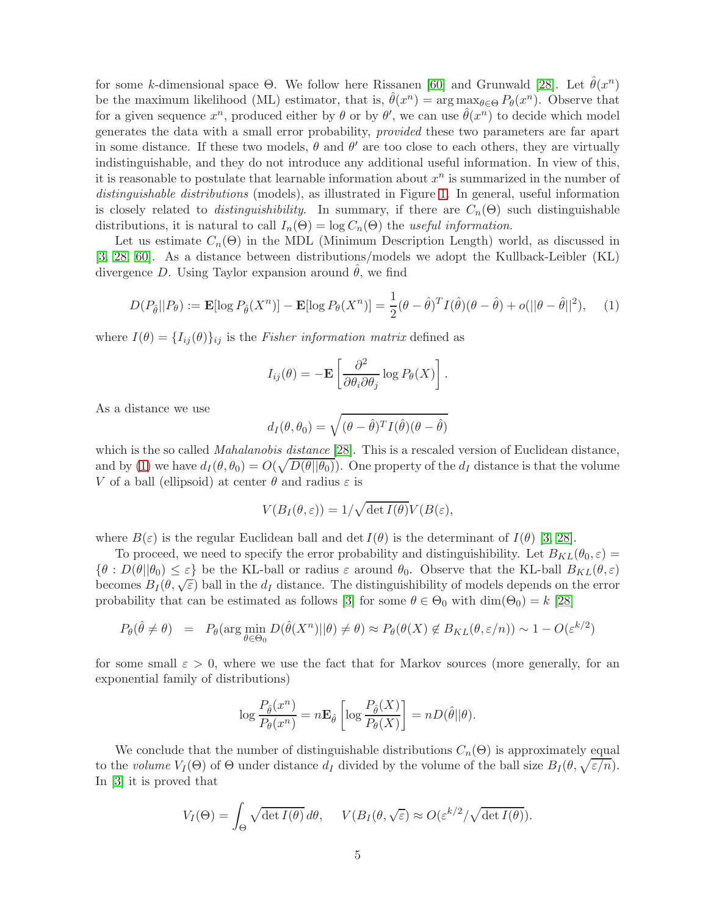for some $k$-dimensional space $\Theta$. We follow here Rissanen [60] and Grunwald [28]. Let $\hat{\theta}(x^n)$ be the maximum likelihood (ML) estimator, that is, $\hat{\theta}(x^n) = \arg\max_{\theta \in \Theta} P_\theta(x^n)$. Observe that for a given sequence $x^n$, produced either by $\theta$ or by $\theta'$, we can use $\hat{\theta}(x^n)$ to decide which model generates the data with a small error probability, *provided* these two parameters are far apart in some distance. If these two models, $\theta$ and $\theta'$ are too close to each others, they are virtually indistinguishable, and they do not introduce any additional useful information. In view of this, it is reasonable to postulate that learnable information about $x^n$ is summarized in the number of *distinguishable distributions* (models), as illustrated in Figure 1. In general, useful information is closely related to *distinguishability*. In summary, if there are $C_n(\Theta)$ such distinguishable distributions, it is natural to call $I_n(\Theta) = \log C_n(\Theta)$ the *useful information*.

Let us estimate $C_n(\Theta)$ in the MDL (Minimum Description Length) world, as discussed in [3, 28, 60]. As a distance between distributions/models we adopt the Kullback-Leibler (KL) divergence $D$. Using Taylor expansion around $\hat{\theta}$, we find

$$D(P_{\hat{\theta}}||P_\theta) := \mathbf{E}[\log P_{\hat{\theta}}(X^n)] - \mathbf{E}[\log P_\theta(X^n)] = \frac{1}{2}(\theta - \hat{\theta})^T I(\hat{\theta})(\theta - \hat{\theta}) + o(||\theta - \hat{\theta}||^2), \quad (1)$$

where $I(\theta) = \{I_{ij}(\theta)\}_{ij}$ is the *Fisher information matrix* defined as

$$I_{ij}(\theta) = -\mathbf{E}\left[\frac{\partial^2}{\partial\theta_i \partial\theta_j} \log P_\theta(X)\right].$$

As a distance we use

$$d_I(\theta, \theta_0) = \sqrt{(\theta - \hat{\theta})^T I(\hat{\theta})(\theta - \hat{\theta})}$$

which is the so called *Mahalanobis distance* [28]. This is a rescaled version of Euclidean distance, and by (1) we have $d_I(\theta, \theta_0) = O(\sqrt{D(\theta||\theta_0)})$. One property of the $d_I$ distance is that the volume $V$ of a ball (ellipsoid) at center $\theta$ and radius $\varepsilon$ is

$$V(B_I(\theta, \varepsilon)) = 1/\sqrt{\det I(\theta)} V(B(\varepsilon)),$$

where $B(\varepsilon)$ is the regular Euclidean ball and $\det I(\theta)$ is the determinant of $I(\theta)$ [3, 28].

To proceed, we need to specify the error probability and distinguishability. Let $B_{KL}(\theta_0, \varepsilon) = \{\theta : D(\theta||\theta_0) \le \varepsilon\}$ be the KL-ball or radius $\varepsilon$ around $\theta_0$. Observe that the KL-ball $B_{KL}(\theta, \varepsilon)$ becomes $B_I(\theta, \sqrt{\varepsilon})$ ball in the $d_I$ distance. The distinguishability of models depends on the error probability that can be estimated as follows [3] for some $\theta \in \Theta_0$ with $\dim(\Theta_0) = k$ [28]

$$P_\theta(\hat{\theta} \neq \theta) \;\; = \;\; P_\theta(\arg\min_{\theta \in \Theta_0} D(\hat{\theta}(X^n)||\theta) \neq \theta) \approx P_\theta(\theta(X) \notin B_{KL}(\theta, \varepsilon/n)) \sim 1 - O(\varepsilon^{k/2})$$

for some small $\varepsilon > 0$, where we use the fact that for Markov sources (more generally, for an exponential family of distributions)

$$\log \frac{P_{\hat{\theta}}(x^n)}{P_\theta(x^n)} = n\mathbf{E}_{\hat{\theta}}\left[\log \frac{P_{\hat{\theta}}(X)}{P_\theta(X)}\right] = nD(\hat{\theta}||\theta).$$

We conclude that the number of distinguishable distributions $C_n(\Theta)$ is approximately equal to the *volume* $V_I(\Theta)$ of $\Theta$ under distance $d_I$ divided by the volume of the ball size $B_I(\theta, \sqrt{\varepsilon/n})$. In [3] it is proved that

$$V_I(\Theta) = \int_\Theta \sqrt{\det I(\theta)}\, d\theta, \qquad V(B_I(\theta, \sqrt{\varepsilon}) \approx O(\varepsilon^{k/2}/\sqrt{\det I(\theta)}).$$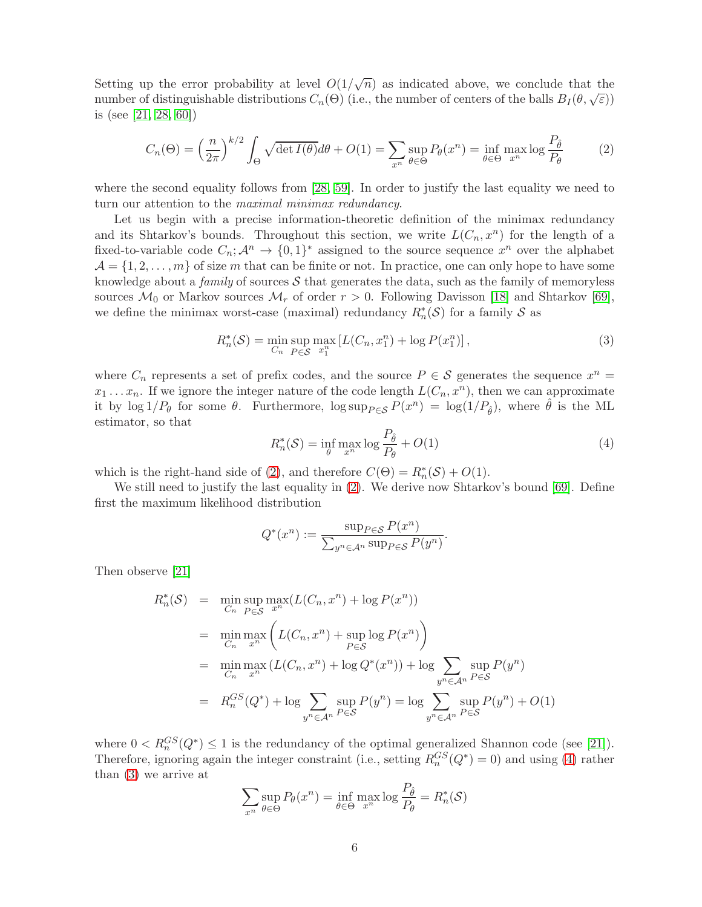Setting up the error probability at level $O(1/\sqrt{n})$ as indicated above, we conclude that the number of distinguishable distributions $C_n(\Theta)$ (i.e., the number of centers of the balls $B_I(\theta, \sqrt{\varepsilon})$) is (see [21, 28, 60])

$$C_n(\Theta) = \left(\frac{n}{2\pi}\right)^{k/2} \int_\Theta \sqrt{\det I(\theta)} d\theta + O(1) = \sum_{x^n} \sup_{\theta \in \Theta} P_\theta(x^n) = \inf_{\theta \in \Theta} \max_{x^n} \log \frac{P_{\hat{\theta}}}{P_\theta} \tag{2}$$

where the second equality follows from [28, 59]. In order to justify the last equality we need to turn our attention to the *maximal minimax redundancy*.

Let us begin with a precise information-theoretic definition of the minimax redundancy and its Shtarkov's bounds. Throughout this section, we write $L(C_n, x^n)$ for the length of a fixed-to-variable code $C_n; \mathcal{A}^n \to \{0,1\}^*$ assigned to the source sequence $x^n$ over the alphabet $\mathcal{A} = \{1, 2, \dots, m\}$ of size $m$ that can be finite or not. In practice, one can only hope to have some knowledge about a *family* of sources $\mathcal{S}$ that generates the data, such as the family of memoryless sources $\mathcal{M}_0$ or Markov sources $\mathcal{M}_r$ of order $r > 0$. Following Davisson [18] and Shtarkov [69], we define the minimax worst-case (maximal) redundancy $R_n^*(\mathcal{S})$ for a family $\mathcal{S}$ as

$$R_n^*(\mathcal{S}) = \min_{C_n} \sup_{P \in \mathcal{S}} \max_{x_1^n} \left[ L(C_n, x_1^n) + \log P(x_1^n) \right], \tag{3}$$

where $C_n$ represents a set of prefix codes, and the source $P \in \mathcal{S}$ generates the sequence $x^n = x_1 \dots x_n$. If we ignore the integer nature of the code length $L(C_n, x^n)$, then we can approximate it by $\log 1/P_\theta$ for some $\theta$. Furthermore, $\log \sup_{P \in \mathcal{S}} P(x^n) = \log(1/P_{\hat{\theta}})$, where $\hat{\theta}$ is the ML estimator, so that

$$R_n^*(\mathcal{S}) = \inf_{\theta} \max_{x^n} \log \frac{P_{\hat{\theta}}}{P_\theta} + O(1) \tag{4}$$

which is the right-hand side of (2), and therefore $C(\Theta) = R_n^*(\mathcal{S}) + O(1)$.

We still need to justify the last equality in (2). We derive now Shtarkov's bound [69]. Define first the maximum likelihood distribution

$$Q^*(x^n) := \frac{\sup_{P \in \mathcal{S}} P(x^n)}{\sum_{y^n \in \mathcal{A}^n} \sup_{P \in \mathcal{S}} P(y^n)}.$$

Then observe [21]

$$\begin{aligned}
R_n^*(\mathcal{S}) &= \min_{C_n} \sup_{P \in \mathcal{S}} \max_{x^n} (L(C_n, x^n) + \log P(x^n)) \\
&= \min_{C_n} \max_{x^n} \left( L(C_n, x^n) + \sup_{P \in \mathcal{S}} \log P(x^n) \right) \\
&= \min_{C_n} \max_{x^n} \left( L(C_n, x^n) + \log Q^*(x^n) \right) + \log \sum_{y^n \in \mathcal{A}^n} \sup_{P \in \mathcal{S}} P(y^n) \\
&= R_n^{GS}(Q^*) + \log \sum_{y^n \in \mathcal{A}^n} \sup_{P \in \mathcal{S}} P(y^n) = \log \sum_{y^n \in \mathcal{A}^n} \sup_{P \in \mathcal{S}} P(y^n) + O(1)
\end{aligned}$$

where $0 < R_n^{GS}(Q^*) \le 1$ is the redundancy of the optimal generalized Shannon code (see [21]). Therefore, ignoring again the integer constraint (i.e., setting $R_n^{GS}(Q^*) = 0$) and using (4) rather than (3) we arrive at

$$\sum_{x^n} \sup_{\theta \in \Theta} P_\theta(x^n) = \inf_{\theta \in \Theta} \max_{x^n} \log \frac{P_{\hat{\theta}}}{P_\theta} = R_n^*(\mathcal{S})$$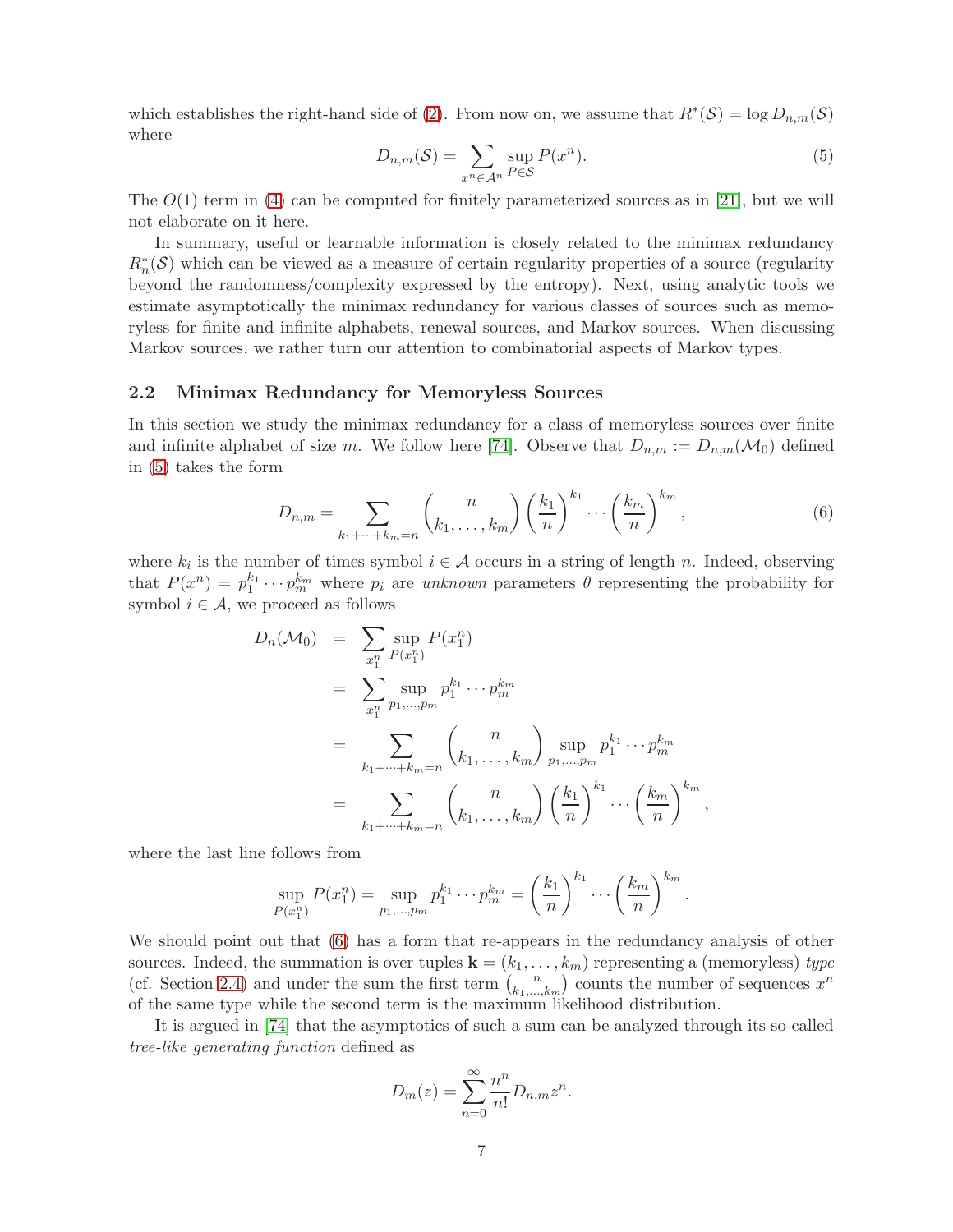which establishes the right-hand side of (2). From now on, we assume that $R^*(\mathcal{S}) = \log D_{n,m}(\mathcal{S})$ where

$$D_{n,m}(\mathcal{S}) = \sum_{x^n \in \mathcal{A}^n} \sup_{P \in \mathcal{S}} P(x^n). \tag{5}$$

The $O(1)$ term in (4) can be computed for finitely parameterized sources as in [21], but we will not elaborate on it here.

In summary, useful or learnable information is closely related to the minimax redundancy $R_n^*(\mathcal{S})$ which can be viewed as a measure of certain regularity properties of a source (regularity beyond the randomness/complexity expressed by the entropy). Next, using analytic tools we estimate asymptotically the minimax redundancy for various classes of sources such as memoryless for finite and infinite alphabets, renewal sources, and Markov sources. When discussing Markov sources, we rather turn our attention to combinatorial aspects of Markov types.

## 2.2 Minimax Redundancy for Memoryless Sources

In this section we study the minimax redundancy for a class of memoryless sources over finite and infinite alphabet of size $m$. We follow here [74]. Observe that $D_{n,m} := D_{n,m}(\mathcal{M}_0)$ defined in (5) takes the form

$$D_{n,m} = \sum_{k_1+\cdots+k_m=n} \binom{n}{k_1,\ldots,k_m} \left(\frac{k_1}{n}\right)^{k_1} \cdots \left(\frac{k_m}{n}\right)^{k_m}, \tag{6}$$

where $k_i$ is the number of times symbol $i \in \mathcal{A}$ occurs in a string of length $n$. Indeed, observing that $P(x^n) = p_1^{k_1} \cdots p_m^{k_m}$ where $p_i$ are *unknown* parameters $\theta$ representing the probability for symbol $i \in \mathcal{A}$, we proceed as follows

$$\begin{aligned}
D_n(\mathcal{M}_0) &= \sum_{x_1^n} \sup_{P(x_1^n)} P(x_1^n) \\
&= \sum_{x_1^n} \sup_{p_1,\ldots,p_m} p_1^{k_1} \cdots p_m^{k_m} \\
&= \sum_{k_1+\cdots+k_m=n} \binom{n}{k_1,\ldots,k_m} \sup_{p_1,\ldots,p_m} p_1^{k_1} \cdots p_m^{k_m} \\
&= \sum_{k_1+\cdots+k_m=n} \binom{n}{k_1,\ldots,k_m} \left(\frac{k_1}{n}\right)^{k_1} \cdots \left(\frac{k_m}{n}\right)^{k_m},
\end{aligned}$$

where the last line follows from

$$\sup_{P(x_1^n)} P(x_1^n) = \sup_{p_1,\ldots,p_m} p_1^{k_1} \cdots p_m^{k_m} = \left(\frac{k_1}{n}\right)^{k_1} \cdots \left(\frac{k_m}{n}\right)^{k_m}.$$

We should point out that (6) has a form that re-appears in the redundancy analysis of other sources. Indeed, the summation is over tuples $\mathbf{k} = (k_1, \ldots, k_m)$ representing a (memoryless) *type* (cf. Section 2.4) and under the sum the first term $\binom{n}{k_1,\ldots,k_m}$ counts the number of sequences $x^n$ of the same type while the second term is the maximum likelihood distribution.

It is argued in [74] that the asymptotics of such a sum can be analyzed through its so-called *tree-like generating function* defined as

$$D_m(z) = \sum_{n=0}^{\infty} \frac{n^n}{n!} D_{n,m} z^n.$$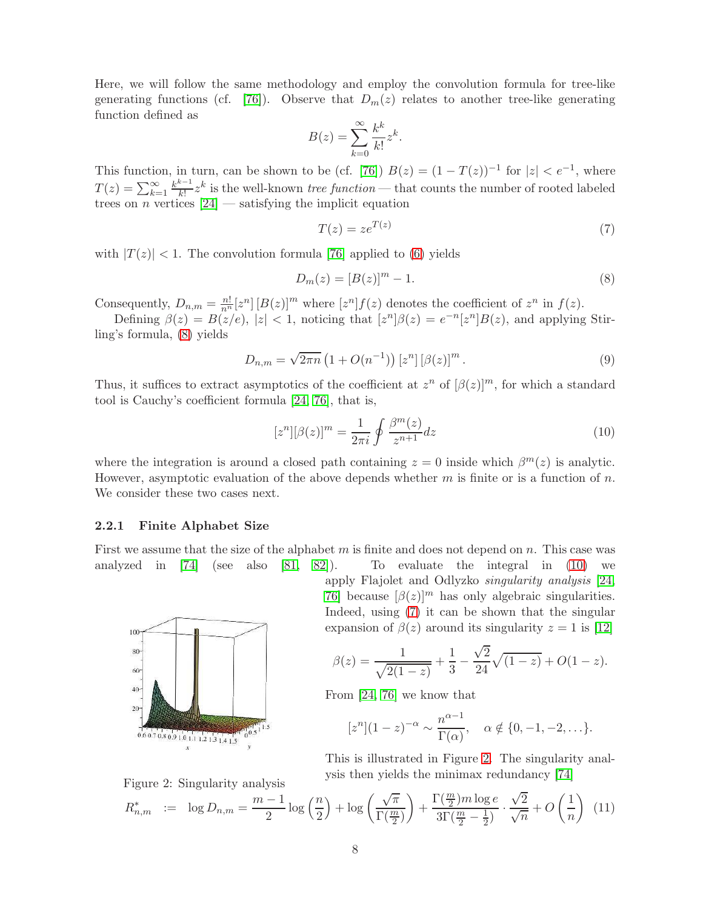Here, we will follow the same methodology and employ the convolution formula for tree-like generating functions (cf. [76]). Observe that $D_m(z)$ relates to another tree-like generating function defined as

$$B(z) = \sum_{k=0}^{\infty} \frac{k^k}{k!} z^k.$$

This function, in turn, can be shown to be (cf. [76]) $B(z) = (1 - T(z))^{-1}$ for $|z| < e^{-1}$, where $T(z) = \sum_{k=1}^{\infty} \frac{k^{k-1}}{k!} z^k$ is the well-known *tree function* — that counts the number of rooted labeled trees on $n$ vertices [24] — satisfying the implicit equation

$$T(z) = ze^{T(z)} \tag{7}$$

with $|T(z)| < 1$. The convolution formula [76] applied to (6) yields

$$D_m(z) = [B(z)]^m - 1. \tag{8}$$

Consequently, $D_{n,m} = \frac{n!}{n^n}[z^n]\,[B(z)]^m$ where $[z^n]f(z)$ denotes the coefficient of $z^n$ in $f(z)$.

Defining $\beta(z) = B(z/e)$, $|z| < 1$, noticing that $[z^n]\beta(z) = e^{-n}[z^n]B(z)$, and applying Stirling's formula, (8) yields

$$D_{n,m} = \sqrt{2\pi n}\left(1 + O(n^{-1})\right)[z^n]\,[\beta(z)]^m. \tag{9}$$

Thus, it suffices to extract asymptotics of the coefficient at $z^n$ of $[\beta(z)]^m$, for which a standard tool is Cauchy's coefficient formula [24, 76], that is,

$$[z^n][\beta(z)]^m = \frac{1}{2\pi i}\oint \frac{\beta^m(z)}{z^{n+1}}dz \tag{10}$$

where the integration is around a closed path containing $z = 0$ inside which $\beta^m(z)$ is analytic. However, asymptotic evaluation of the above depends whether $m$ is finite or is a function of $n$. We consider these two cases next.

### 2.2.1 Finite Alphabet Size

First we assume that the size of the alphabet $m$ is finite and does not depend on $n$. This case was analyzed in [74] (see also [81, 82]). To evaluate the integral in (10) we apply Flajolet and Odlyzko *singularity analysis* [24, 76] because $[\beta(z)]^m$ has only algebraic singularities. Indeed, using (7) it can be shown that the singular expansion of $\beta(z)$ around its singularity $z = 1$ is [12]

$$\beta(z) = \frac{1}{\sqrt{2(1-z)}} + \frac{1}{3} - \frac{\sqrt{2}}{24}\sqrt{(1-z)} + O(1-z).$$

From [24, 76] we know that

$$[z^n](1-z)^{-\alpha} \sim \frac{n^{\alpha-1}}{\Gamma(\alpha)}, \quad \alpha \notin \{0, -1, -2, \ldots\}.$$

This is illustrated in Figure 2. The singularity analysis then yields the minimax redundancy [74]

Figure 2: Singularity analysis

$$R^*_{n,m} \;:=\; \log D_{n,m} = \frac{m-1}{2}\log\left(\frac{n}{2}\right) + \log\left(\frac{\sqrt{\pi}}{\Gamma(\frac{m}{2})}\right) + \frac{\Gamma(\frac{m}{2})m\log e}{3\Gamma(\frac{m}{2}-\frac{1}{2})}\cdot\frac{\sqrt{2}}{\sqrt{n}} + O\left(\frac{1}{n}\right) \tag{11}$$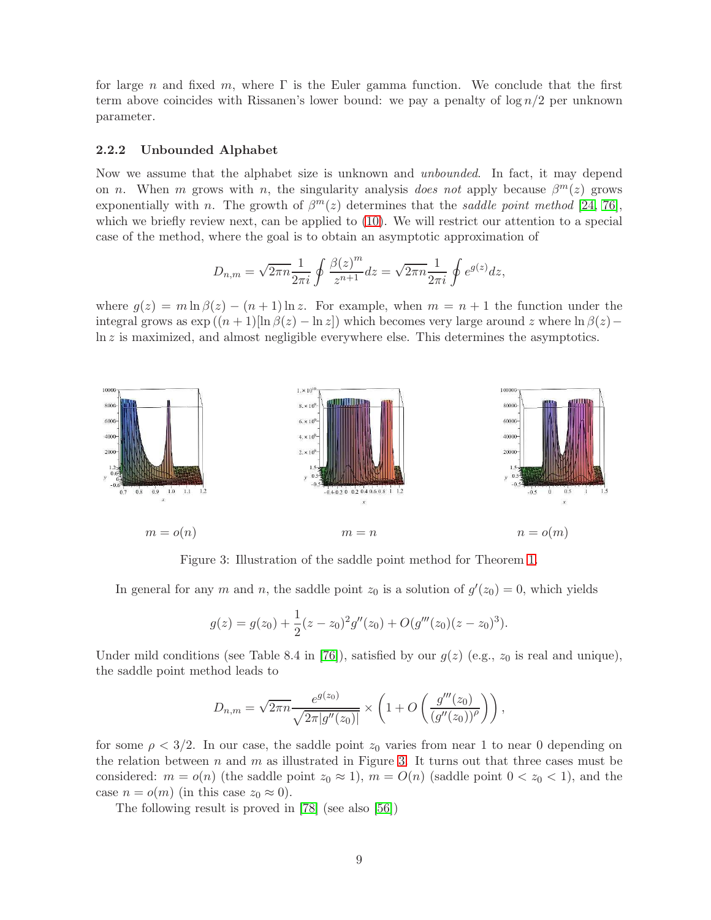for large $n$ and fixed $m$, where $\Gamma$ is the Euler gamma function. We conclude that the first term above coincides with Rissanen's lower bound: we pay a penalty of $\log n/2$ per unknown parameter.

### 2.2.2 Unbounded Alphabet

Now we assume that the alphabet size is unknown and *unbounded*. In fact, it may depend on $n$. When $m$ grows with $n$, the singularity analysis *does not* apply because $\beta^m(z)$ grows exponentially with $n$. The growth of $\beta^m(z)$ determines that the *saddle point method* [24, 76], which we briefly review next, can be applied to (10). We will restrict our attention to a special case of the method, where the goal is to obtain an asymptotic approximation of

$$D_{n,m} = \sqrt{2\pi n}\frac{1}{2\pi i}\oint \frac{\beta(z)^m}{z^{n+1}}dz = \sqrt{2\pi n}\frac{1}{2\pi i}\oint e^{g(z)}dz,$$

where $g(z) = m\ln\beta(z) - (n+1)\ln z$. For example, when $m = n+1$ the function under the integral grows as $\exp\left((n+1)[\ln\beta(z) - \ln z]\right)$ which becomes very large around $z$ where $\ln\beta(z) - \ln z$ is maximized, and almost negligible everywhere else. This determines the asymptotics.

$m = o(n)$ $\qquad$ $m = n$ $\qquad$ $n = o(m)$

Figure 3: Illustration of the saddle point method for Theorem 1.

In general for any $m$ and $n$, the saddle point $z_0$ is a solution of $g'(z_0) = 0$, which yields

$$g(z) = g(z_0) + \frac{1}{2}(z - z_0)^2 g''(z_0) + O(g'''(z_0)(z - z_0)^3).$$

Under mild conditions (see Table 8.4 in [76]), satisfied by our $g(z)$ (e.g., $z_0$ is real and unique), the saddle point method leads to

$$D_{n,m} = \sqrt{2\pi n}\frac{e^{g(z_0)}}{\sqrt{2\pi|g''(z_0)|}} \times \left(1 + O\left(\frac{g'''(z_0)}{(g''(z_0))^\rho}\right)\right),$$

for some $\rho < 3/2$. In our case, the saddle point $z_0$ varies from near 1 to near 0 depending on the relation between $n$ and $m$ as illustrated in Figure 3. It turns out that three cases must be considered: $m = o(n)$ (the saddle point $z_0 \approx 1$), $m = O(n)$ (saddle point $0 < z_0 < 1$), and the case $n = o(m)$ (in this case $z_0 \approx 0$).

The following result is proved in [78] (see also [56])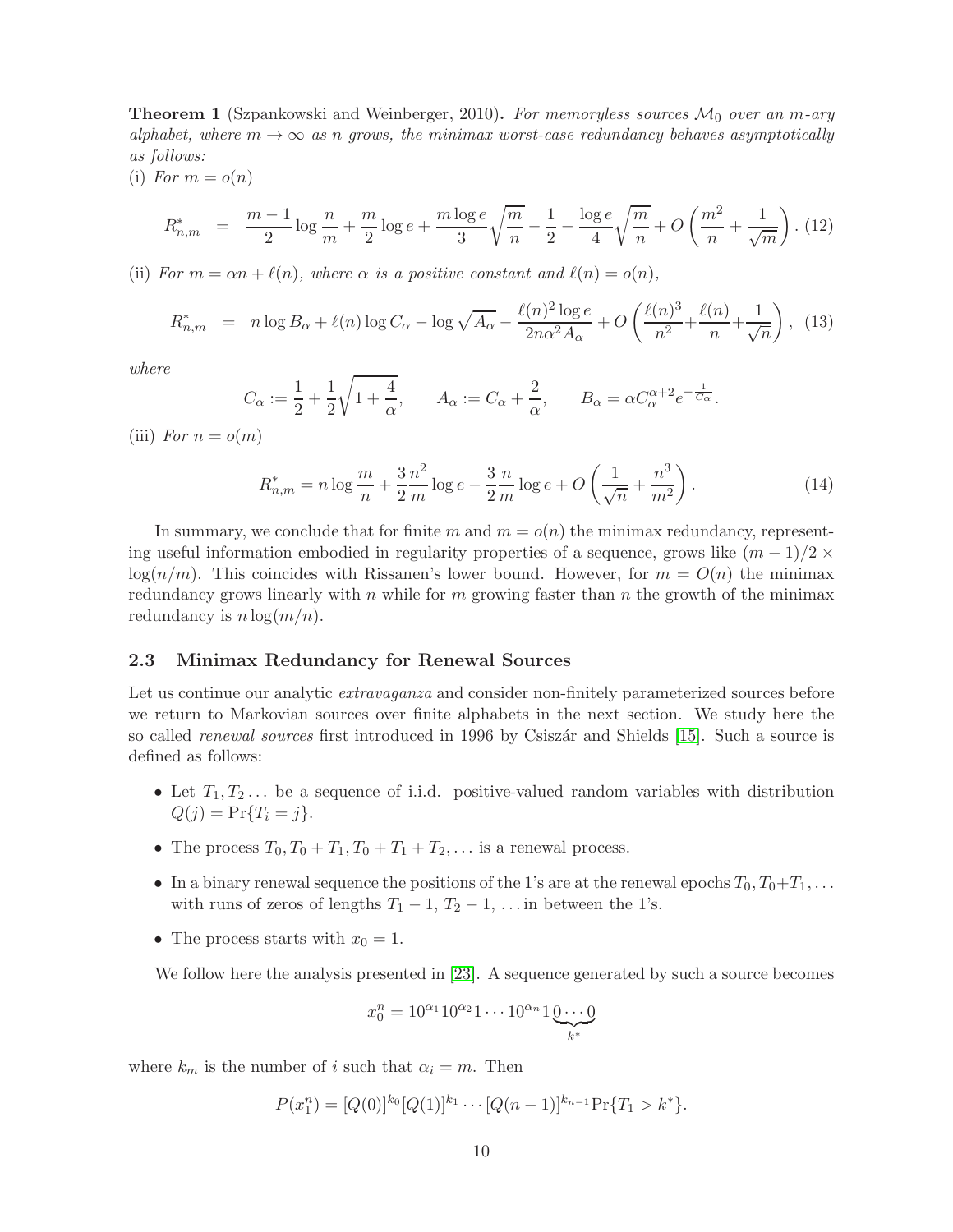**Theorem 1** (Szpankowski and Weinberger, 2010)**.** *For memoryless sources $\mathcal{M}_0$ over an $m$-ary alphabet, where $m \to \infty$ as $n$ grows, the minimax worst-case redundancy behaves asymptotically as follows:*

(i) *For $m = o(n)$*

$$R^*_{n,m} \;=\; \frac{m-1}{2}\log\frac{n}{m} + \frac{m}{2}\log e + \frac{m\log e}{3}\sqrt{\frac{m}{n}} - \frac{1}{2} - \frac{\log e}{4}\sqrt{\frac{m}{n}} + O\left(\frac{m^2}{n} + \frac{1}{\sqrt{m}}\right). \quad (12)$$

(ii) *For $m = \alpha n + \ell(n)$, where $\alpha$ is a positive constant and $\ell(n) = o(n)$,*

$$R^*_{n,m} \;=\; n\log B_\alpha + \ell(n)\log C_\alpha - \log\sqrt{A_\alpha} - \frac{\ell(n)^2\log e}{2n\alpha^2 A_\alpha} + O\left(\frac{\ell(n)^3}{n^2} + \frac{\ell(n)}{n} + \frac{1}{\sqrt{n}}\right), \quad (13)$$

*where*

$$C_\alpha := \frac{1}{2} + \frac{1}{2}\sqrt{1+\frac{4}{\alpha}}, \qquad A_\alpha := C_\alpha + \frac{2}{\alpha}, \qquad B_\alpha = \alpha C_\alpha^{\alpha+2} e^{-\frac{1}{C_\alpha}}.$$

(iii) *For $n = o(m)$*

$$R^*_{n,m} = n\log\frac{m}{n} + \frac{3}{2}\frac{n^2}{m}\log e - \frac{3}{2}\frac{n}{m}\log e + O\left(\frac{1}{\sqrt{n}} + \frac{n^3}{m^2}\right). \quad (14)$$

In summary, we conclude that for finite $m$ and $m = o(n)$ the minimax redundancy, representing useful information embodied in regularity properties of a sequence, grows like $(m-1)/2 \times \log(n/m)$. This coincides with Rissanen's lower bound. However, for $m = O(n)$ the minimax redundancy grows linearly with $n$ while for $m$ growing faster than $n$ the growth of the minimax redundancy is $n\log(m/n)$.

## 2.3 Minimax Redundancy for Renewal Sources

Let us continue our analytic *extravaganza* and consider non-finitely parameterized sources before we return to Markovian sources over finite alphabets in the next section. We study here the so called *renewal sources* first introduced in 1996 by Csiszár and Shields [15]. Such a source is defined as follows:

- Let $T_1, T_2 \dots$ be a sequence of i.i.d. positive-valued random variables with distribution $Q(j) = \Pr\{T_i = j\}$.
- The process $T_0, T_0 + T_1, T_0 + T_1 + T_2, \dots$ is a renewal process.
- In a binary renewal sequence the positions of the 1's are at the renewal epochs $T_0, T_0+T_1, \dots$ with runs of zeros of lengths $T_1 - 1$, $T_2 - 1$, … in between the 1's.
- The process starts with $x_0 = 1$.

We follow here the analysis presented in [23]. A sequence generated by such a source becomes

$$x_0^n = 10^{\alpha_1}10^{\alpha_2}1\cdots 10^{\alpha_n}1\underbrace{0\cdots0}_{k^*}$$

where $k_m$ is the number of $i$ such that $\alpha_i = m$. Then

$$P(x_1^n) = [Q(0)]^{k_0}[Q(1)]^{k_1}\cdots[Q(n-1)]^{k_{n-1}}\Pr\{T_1 > k^*\}.$$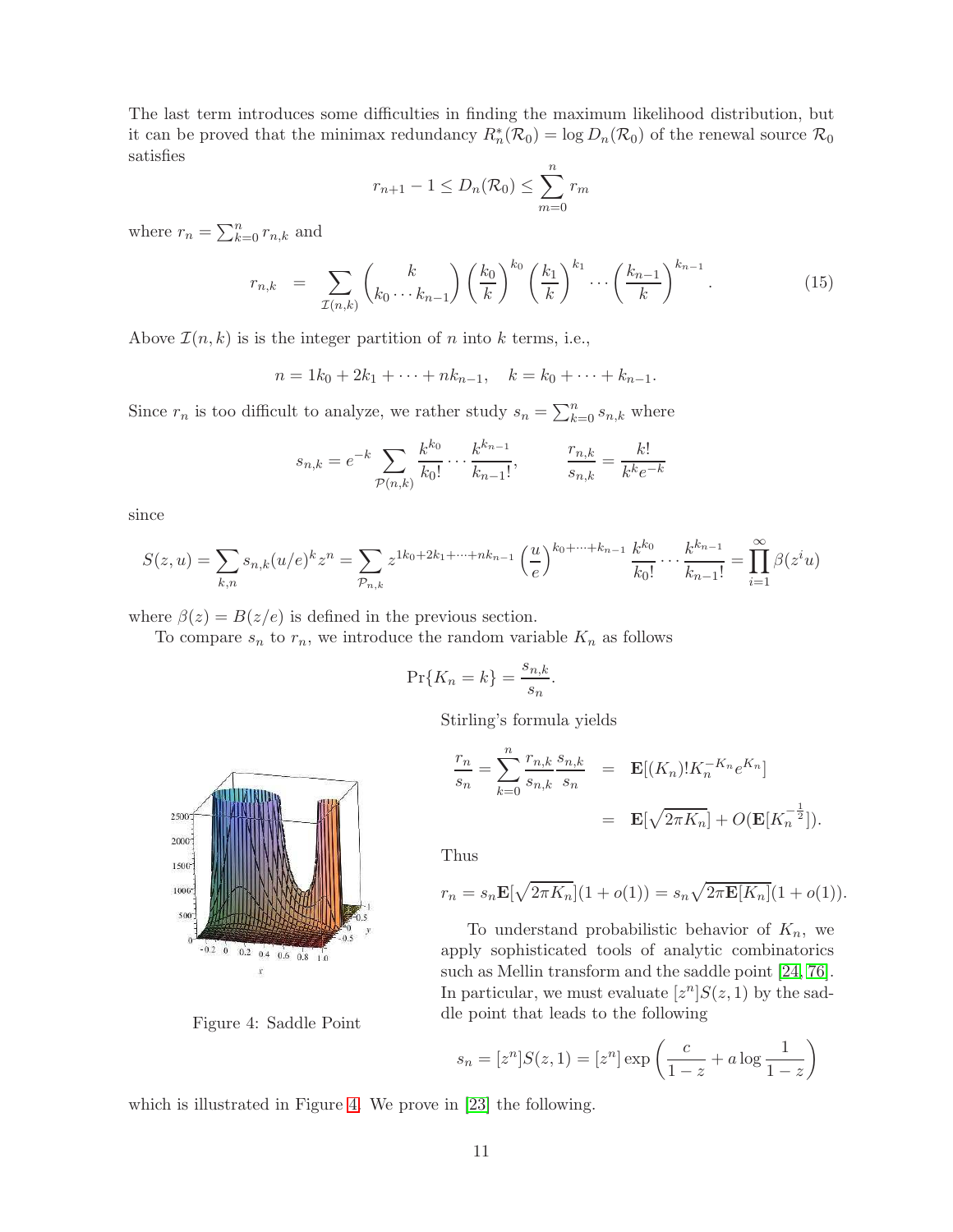The last term introduces some difficulties in finding the maximum likelihood distribution, but it can be proved that the minimax redundancy $R_n^*(\mathcal{R}_0) = \log D_n(\mathcal{R}_0)$ of the renewal source $\mathcal{R}_0$ satisfies

$$r_{n+1} - 1 \leq D_n(\mathcal{R}_0) \leq \sum_{m=0}^{n} r_m$$

where $r_n = \sum_{k=0}^{n} r_{n,k}$ and

$$r_{n,k} \;=\; \sum_{\mathcal{I}(n,k)} \binom{k}{k_0 \cdots k_{n-1}} \left(\frac{k_0}{k}\right)^{k_0} \left(\frac{k_1}{k}\right)^{k_1} \cdots \left(\frac{k_{n-1}}{k}\right)^{k_{n-1}}. \tag{15}$$

Above $\mathcal{I}(n,k)$ is is the integer partition of $n$ into $k$ terms, i.e.,

$$n = 1k_0 + 2k_1 + \cdots + nk_{n-1}, \quad k = k_0 + \cdots + k_{n-1}.$$

Since $r_n$ is too difficult to analyze, we rather study $s_n = \sum_{k=0}^{n} s_{n,k}$ where

$$s_{n,k} = e^{-k} \sum_{\mathcal{P}(n,k)} \frac{k^{k_0}}{k_0!} \cdots \frac{k^{k_{n-1}}}{k_{n-1}!}, \qquad \frac{r_{n,k}}{s_{n,k}} = \frac{k!}{k^k e^{-k}}$$

since

$$S(z,u) = \sum_{k,n} s_{n,k} (u/e)^k z^n = \sum_{\mathcal{P}_{n,k}} z^{1k_0+2k_1+\cdots+nk_{n-1}} \left(\frac{u}{e}\right)^{k_0+\cdots+k_{n-1}} \frac{k^{k_0}}{k_0!} \cdots \frac{k^{k_{n-1}}}{k_{n-1}!} = \prod_{i=1}^{\infty} \beta(z^i u)$$

where $\beta(z) = B(z/e)$ is defined in the previous section.

To compare $s_n$ to $r_n$, we introduce the random variable $K_n$ as follows

$$\Pr\{K_n = k\} = \frac{s_{n,k}}{s_n}.$$

Stirling's formula yields

$$\frac{r_n}{s_n} = \sum_{k=0}^{n} \frac{r_{n,k}}{s_{n,k}} \frac{s_{n,k}}{s_n} \;=\; \mathbf{E}[(K_n)! K_n^{-K_n} e^{K_n}] \;=\; \mathbf{E}[\sqrt{2\pi K_n}] + O(\mathbf{E}[K_n^{-\frac{1}{2}}]).$$

Thus

$$r_n = s_n \mathbf{E}[\sqrt{2\pi K_n}](1 + o(1)) = s_n \sqrt{2\pi \mathbf{E}[K_n]}(1 + o(1)).$$

To understand probabilistic behavior of $K_n$, we apply sophisticated tools of analytic combinatorics such as Mellin transform and the saddle point [24, 76]. In particular, we must evaluate $[z^n]S(z,1)$ by the saddle point that leads to the following

$$s_n = [z^n]S(z,1) = [z^n] \exp\left(\frac{c}{1-z} + a \log \frac{1}{1-z}\right)$$

which is illustrated in Figure 4. We prove in [23] the following.

Figure 4: Saddle Point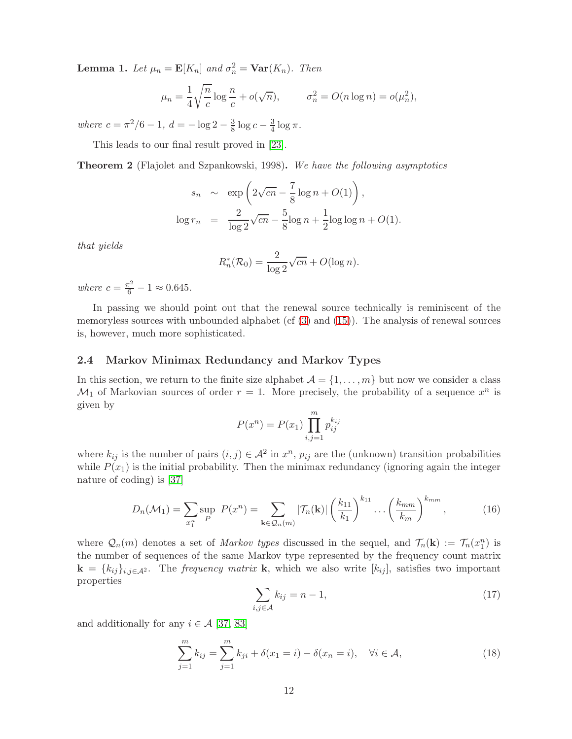**Lemma 1.** *Let $\mu_n = \mathbf{E}[K_n]$ and $\sigma_n^2 = \mathbf{Var}(K_n)$. Then*

$$\mu_n = \frac{1}{4}\sqrt{\frac{n}{c}}\log\frac{n}{c} + o(\sqrt{n}), \qquad \sigma_n^2 = O(n\log n) = o(\mu_n^2),$$

*where $c = \pi^2/6 - 1$, $d = -\log 2 - \frac{3}{8}\log c - \frac{3}{4}\log \pi$.*

This leads to our final result proved in [23].

**Theorem 2** (Flajolet and Szpankowski, 1998)**.** *We have the following asymptotics*

$$\begin{aligned} s_n &\sim \exp\left(2\sqrt{cn} - \frac{7}{8}\log n + O(1)\right), \\ \log r_n &= \frac{2}{\log 2}\sqrt{cn} - \frac{5}{8}\log n + \frac{1}{2}\log\log n + O(1). \end{aligned}$$

*that yields*

$$R_n^*(\mathcal{R}_0) = \frac{2}{\log 2}\sqrt{cn} + O(\log n).$$

*where $c = \frac{\pi^2}{6} - 1 \approx 0.645$.*

In passing we should point out that the renewal source technically is reminiscent of the memoryless sources with unbounded alphabet (cf (3) and (15)). The analysis of renewal sources is, however, much more sophisticated.

### 2.4 Markov Minimax Redundancy and Markov Types

In this section, we return to the finite size alphabet $\mathcal{A} = \{1, \ldots, m\}$ but now we consider a class $\mathcal{M}_1$ of Markovian sources of order $r = 1$. More precisely, the probability of a sequence $x^n$ is given by

$$P(x^n) = P(x_1)\prod_{i,j=1}^{m} p_{ij}^{k_{ij}}$$

where $k_{ij}$ is the number of pairs $(i,j) \in \mathcal{A}^2$ in $x^n$, $p_{ij}$ are the (unknown) transition probabilities while $P(x_1)$ is the initial probability. Then the minimax redundancy (ignoring again the integer nature of coding) is [37]

$$D_n(\mathcal{M}_1) = \sum_{x_1^n}\sup_P \ P(x^n) = \sum_{\mathbf{k}\in\mathcal{Q}_n(m)} |\mathcal{T}_n(\mathbf{k})| \left(\frac{k_{11}}{k_1}\right)^{k_{11}} \cdots \left(\frac{k_{mm}}{k_m}\right)^{k_{mm}}, \tag{16}$$

where $\mathcal{Q}_n(m)$ denotes a set of *Markov types* discussed in the sequel, and $\mathcal{T}_n(\mathbf{k}) := \mathcal{T}_n(x_1^n)$ is the number of sequences of the same Markov type represented by the frequency count matrix $\mathbf{k} = \{k_{ij}\}_{i,j\in\mathcal{A}^2}$. The *frequency matrix* $\mathbf{k}$, which we also write $[k_{ij}]$, satisfies two important properties

$$\sum_{i,j\in\mathcal{A}} k_{ij} = n - 1, \tag{17}$$

and additionally for any $i \in \mathcal{A}$ [37, 83]

$$\sum_{j=1}^{m} k_{ij} = \sum_{j=1}^{m} k_{ji} + \delta(x_1 = i) - \delta(x_n = i), \quad \forall i \in \mathcal{A}, \tag{18}$$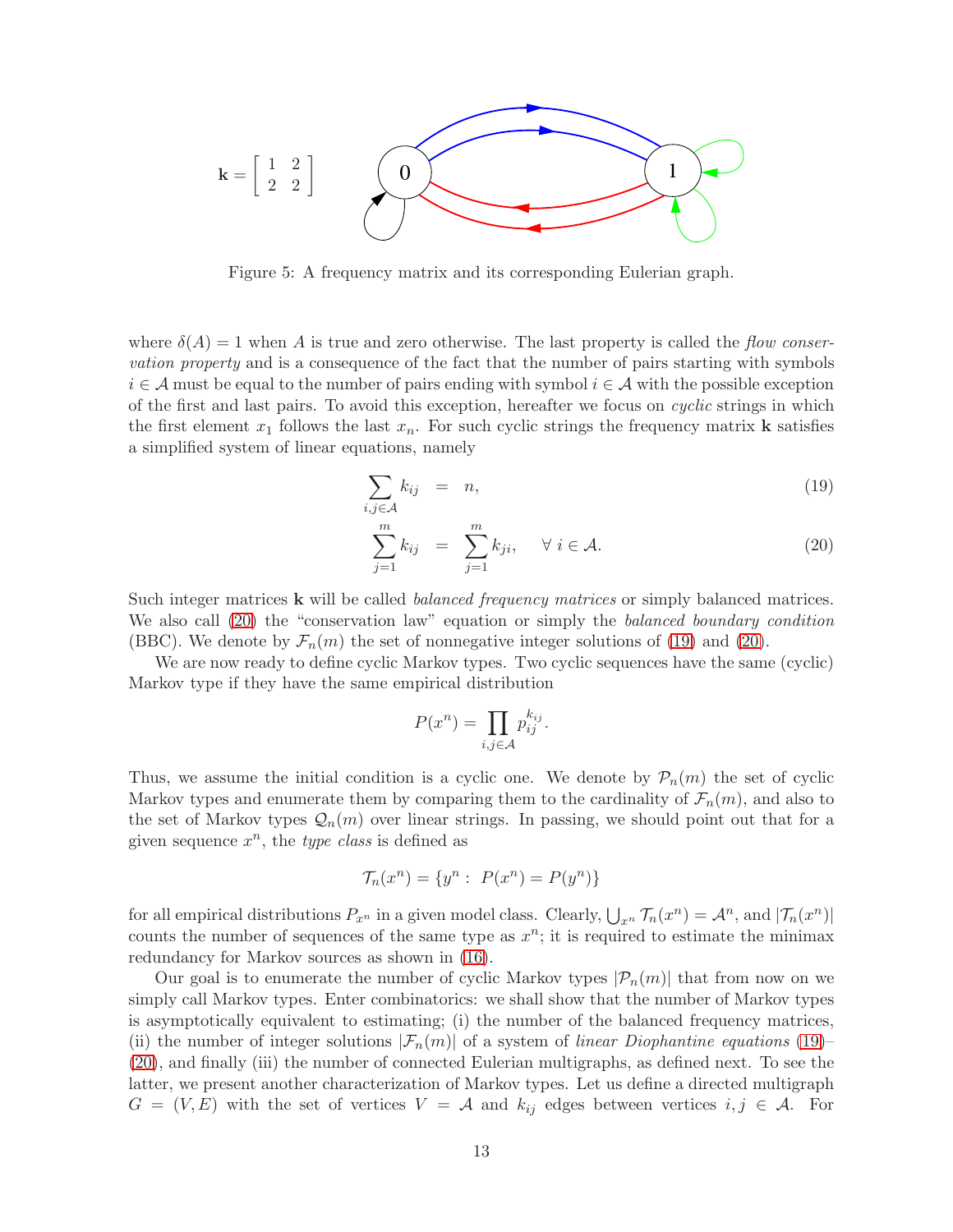$$\mathbf{k} = \begin{bmatrix} 1 & 2 \\ 2 & 2 \end{bmatrix}$$

Figure 5: A frequency matrix and its corresponding Eulerian graph.

where $\delta(A) = 1$ when $A$ is true and zero otherwise. The last property is called the *flow conservation property* and is a consequence of the fact that the number of pairs starting with symbols $i \in \mathcal{A}$ must be equal to the number of pairs ending with symbol $i \in \mathcal{A}$ with the possible exception of the first and last pairs. To avoid this exception, hereafter we focus on *cyclic* strings in which the first element $x_1$ follows the last $x_n$. For such cyclic strings the frequency matrix $\mathbf{k}$ satisfies a simplified system of linear equations, namely

$$\sum_{i,j \in \mathcal{A}} k_{ij} = n, \tag{19}$$

$$\sum_{j=1}^{m} k_{ij} = \sum_{j=1}^{m} k_{ji}, \quad \forall\, i \in \mathcal{A}. \tag{20}$$

Such integer matrices $\mathbf{k}$ will be called *balanced frequency matrices* or simply balanced matrices. We also call (20) the "conservation law" equation or simply the *balanced boundary condition* (BBC). We denote by $\mathcal{F}_n(m)$ the set of nonnegative integer solutions of (19) and (20).

We are now ready to define cyclic Markov types. Two cyclic sequences have the same (cyclic) Markov type if they have the same empirical distribution

$$P(x^n) = \prod_{i,j \in \mathcal{A}} p_{ij}^{k_{ij}}.$$

Thus, we assume the initial condition is a cyclic one. We denote by $\mathcal{P}_n(m)$ the set of cyclic Markov types and enumerate them by comparing them to the cardinality of $\mathcal{F}_n(m)$, and also to the set of Markov types $\mathcal{Q}_n(m)$ over linear strings. In passing, we should point out that for a given sequence $x^n$, the *type class* is defined as

$$\mathcal{T}_n(x^n) = \{y^n : \ P(x^n) = P(y^n)\}$$

for all empirical distributions $P_{x^n}$ in a given model class. Clearly, $\bigcup_{x^n} \mathcal{T}_n(x^n) = \mathcal{A}^n$, and $|\mathcal{T}_n(x^n)|$ counts the number of sequences of the same type as $x^n$; it is required to estimate the minimax redundancy for Markov sources as shown in (16).

Our goal is to enumerate the number of cyclic Markov types $|\mathcal{P}_n(m)|$ that from now on we simply call Markov types. Enter combinatorics: we shall show that the number of Markov types is asymptotically equivalent to estimating; (i) the number of the balanced frequency matrices, (ii) the number of integer solutions $|\mathcal{F}_n(m)|$ of a system of *linear Diophantine equations* (19)–(20), and finally (iii) the number of connected Eulerian multigraphs, as defined next. To see the latter, we present another characterization of Markov types. Let us define a directed multigraph $G = (V, E)$ with the set of vertices $V = \mathcal{A}$ and $k_{ij}$ edges between vertices $i, j \in \mathcal{A}$. For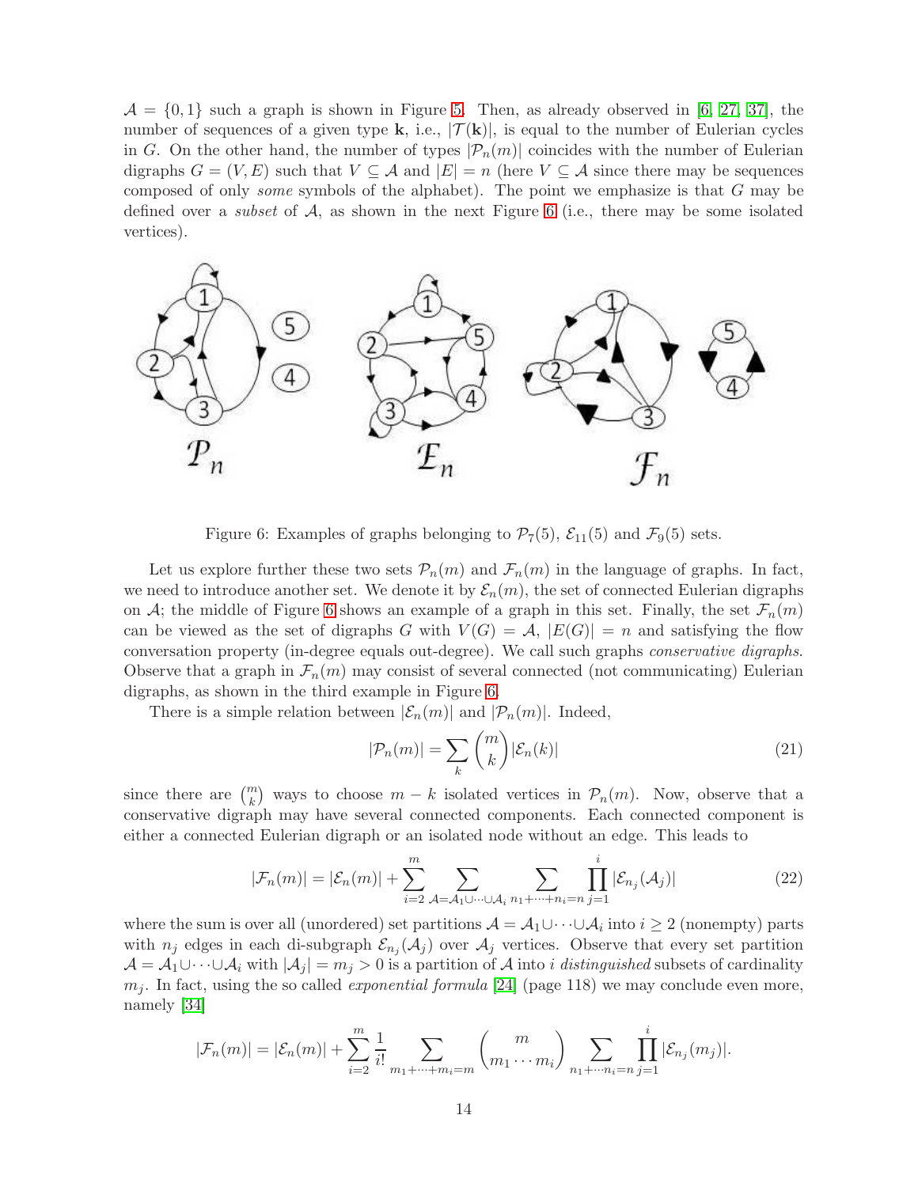$\mathcal{A} = \{0, 1\}$ such a graph is shown in Figure 5. Then, as already observed in [6, 27, 37], the number of sequences of a given type $\mathbf{k}$, i.e., $|\mathcal{T}(\mathbf{k})|$, is equal to the number of Eulerian cycles in $G$. On the other hand, the number of types $|\mathcal{P}_n(m)|$ coincides with the number of Eulerian digraphs $G = (V, E)$ such that $V \subseteq \mathcal{A}$ and $|E| = n$ (here $V \subseteq \mathcal{A}$ since there may be sequences composed of only *some* symbols of the alphabet). The point we emphasize is that $G$ may be defined over a *subset* of $\mathcal{A}$, as shown in the next Figure 6 (i.e., there may be some isolated vertices).

Figure 6: Examples of graphs belonging to $\mathcal{P}_7(5)$, $\mathcal{E}_{11}(5)$ and $\mathcal{F}_9(5)$ sets.

Let us explore further these two sets $\mathcal{P}_n(m)$ and $\mathcal{F}_n(m)$ in the language of graphs. In fact, we need to introduce another set. We denote it by $\mathcal{E}_n(m)$, the set of connected Eulerian digraphs on $\mathcal{A}$; the middle of Figure 6 shows an example of a graph in this set. Finally, the set $\mathcal{F}_n(m)$ can be viewed as the set of digraphs $G$ with $V(G) = \mathcal{A}$, $|E(G)| = n$ and satisfying the flow conversation property (in-degree equals out-degree). We call such graphs *conservative digraphs*. Observe that a graph in $\mathcal{F}_n(m)$ may consist of several connected (not communicating) Eulerian digraphs, as shown in the third example in Figure 6.

There is a simple relation between $|\mathcal{E}_n(m)|$ and $|\mathcal{P}_n(m)|$. Indeed,

$$|\mathcal{P}_n(m)| = \sum_k \binom{m}{k} |\mathcal{E}_n(k)| \tag{21}$$

since there are $\binom{m}{k}$ ways to choose $m - k$ isolated vertices in $\mathcal{P}_n(m)$. Now, observe that a conservative digraph may have several connected components. Each connected component is either a connected Eulerian digraph or an isolated node without an edge. This leads to

$$|\mathcal{F}_n(m)| = |\mathcal{E}_n(m)| + \sum_{i=2}^{m} \sum_{\mathcal{A}=\mathcal{A}_1 \cup \cdots \cup \mathcal{A}_i} \sum_{n_1+\cdots+n_i=n} \prod_{j=1}^{i} |\mathcal{E}_{n_j}(\mathcal{A}_j)| \tag{22}$$

where the sum is over all (unordered) set partitions $\mathcal{A} = \mathcal{A}_1 \cup \cdots \cup \mathcal{A}_i$ into $i \geq 2$ (nonempty) parts with $n_j$ edges in each di-subgraph $\mathcal{E}_{n_j}(\mathcal{A}_j)$ over $\mathcal{A}_j$ vertices. Observe that every set partition $\mathcal{A} = \mathcal{A}_1 \cup \cdots \cup \mathcal{A}_i$ with $|\mathcal{A}_j| = m_j > 0$ is a partition of $\mathcal{A}$ into $i$ *distinguished* subsets of cardinality $m_j$. In fact, using the so called *exponential formula* [24] (page 118) we may conclude even more, namely [34]

$$|\mathcal{F}_n(m)| = |\mathcal{E}_n(m)| + \sum_{i=2}^{m} \frac{1}{i!} \sum_{m_1+\cdots+m_i=m} \binom{m}{m_1 \cdots m_i} \sum_{n_1+\cdots n_i=n} \prod_{j=1}^{i} |\mathcal{E}_{n_j}(m_j)|.$$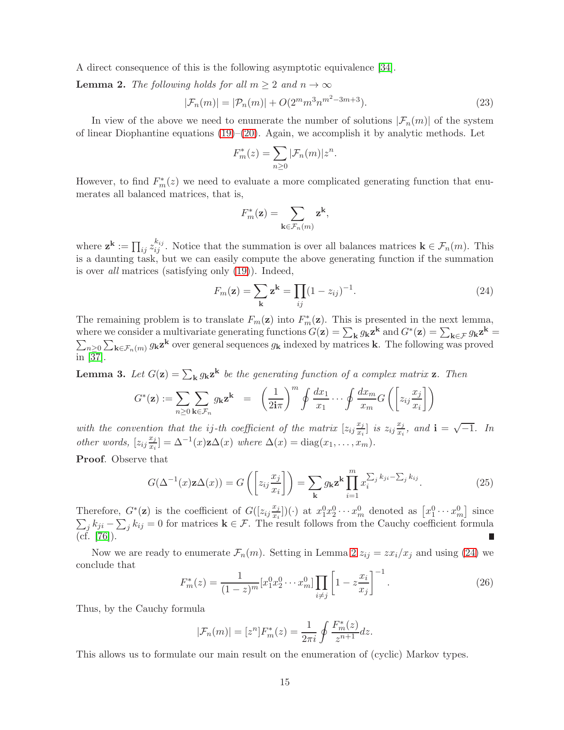A direct consequence of this is the following asymptotic equivalence [34].

**Lemma 2.** *The following holds for all $m \geq 2$ and $n \to \infty$*

$$|\mathcal{F}_n(m)| = |\mathcal{P}_n(m)| + O(2^m m^3 n^{m^2-3m+3}). \tag{23}$$

In view of the above we need to enumerate the number of solutions $|\mathcal{F}_n(m)|$ of the system of linear Diophantine equations (19)–(20). Again, we accomplish it by analytic methods. Let

$$F_m^*(z) = \sum_{n \geq 0} |\mathcal{F}_n(m)| z^n.$$

However, to find $F_m^*(z)$ we need to evaluate a more complicated generating function that enumerates all balanced matrices, that is,

$$F_m^*(\mathbf{z}) = \sum_{\mathbf{k} \in \mathcal{F}_n(m)} \mathbf{z}^{\mathbf{k}},$$

where $\mathbf{z}^{\mathbf{k}} := \prod_{ij} z_{ij}^{k_{ij}}$. Notice that the summation is over all balances matrices $\mathbf{k} \in \mathcal{F}_n(m)$. This is a daunting task, but we can easily compute the above generating function if the summation is over *all* matrices (satisfying only (19)). Indeed,

$$F_m(\mathbf{z}) = \sum_{\mathbf{k}} \mathbf{z}^{\mathbf{k}} = \prod_{ij} (1 - z_{ij})^{-1}. \tag{24}$$

The remaining problem is to translate $F_m(\mathbf{z})$ into $F_m^*(\mathbf{z})$. This is presented in the next lemma, where we consider a multivariate generating functions $G(\mathbf{z}) = \sum_{\mathbf{k}} g_{\mathbf{k}} \mathbf{z}^{\mathbf{k}}$ and $G^*(\mathbf{z}) = \sum_{\mathbf{k} \in \mathcal{F}} g_{\mathbf{k}} \mathbf{z}^{\mathbf{k}} = \sum_{n \geq 0} \sum_{\mathbf{k} \in \mathcal{F}_n(m)} g_{\mathbf{k}} \mathbf{z}^{\mathbf{k}}$ over general sequences $g_{\mathbf{k}}$ indexed by matrices $\mathbf{k}$. The following was proved in [37].

**Lemma 3.** *Let $G(\mathbf{z}) = \sum_{\mathbf{k}} g_{\mathbf{k}} \mathbf{z}^{\mathbf{k}}$ be the generating function of a complex matrix $\mathbf{z}$. Then*

$$G^*(\mathbf{z}) := \sum_{n \geq 0} \sum_{\mathbf{k} \in \mathcal{F}_n} g_{\mathbf{k}} \mathbf{z}^{\mathbf{k}} \;=\; \left(\frac{1}{2\mathbf{i}\pi}\right)^m \oint \frac{dx_1}{x_1} \cdots \oint \frac{dx_m}{x_m} G\left(\left[z_{ij} \frac{x_j}{x_i}\right]\right)$$

*with the convention that the $ij$-th coefficient of the matrix $[z_{ij}\frac{x_j}{x_i}]$ is $z_{ij}\frac{x_j}{x_i}$, and $\mathbf{i} = \sqrt{-1}$. In other words, $[z_{ij}\frac{x_j}{x_i}] = \Delta^{-1}(x)\mathbf{z}\Delta(x)$ where $\Delta(x) = \mathrm{diag}(x_1, \ldots, x_m)$.*

**Proof**. Observe that

$$G(\Delta^{-1}(x)\mathbf{z}\Delta(x)) = G\left(\left[z_{ij}\frac{x_j}{x_i}\right]\right) = \sum_{\mathbf{k}} g_{\mathbf{k}} \mathbf{z}^{\mathbf{k}} \prod_{i=1}^m x_i^{\sum_j k_{ji} - \sum_j k_{ij}}. \tag{25}$$

Therefore, $G^*(\mathbf{z})$ is the coefficient of $G([z_{ij}\frac{x_j}{x_i}])(\cdot)$ at $x_1^0 x_2^0 \cdots x_m^0$ denoted as $\left[x_1^0 \cdots x_m^0\right]$ since $\sum_j k_{ji} - \sum_j k_{ij} = 0$ for matrices $\mathbf{k} \in \mathcal{F}$. The result follows from the Cauchy coefficient formula (cf. [76]). ∎

Now we are ready to enumerate $\mathcal{F}_n(m)$. Setting in Lemma 2 $z_{ij} = z x_i / x_j$ and using (24) we conclude that

$$F_m^*(z) = \frac{1}{(1-z)^m} [x_1^0 x_2^0 \cdots x_m^0] \prod_{i \neq j} \left[1 - z\frac{x_i}{x_j}\right]^{-1}. \tag{26}$$

Thus, by the Cauchy formula

$$|\mathcal{F}_n(m)| = [z^n] F_m^*(z) = \frac{1}{2\pi i} \oint \frac{F_m^*(z)}{z^{n+1}} dz.$$

This allows us to formulate our main result on the enumeration of (cyclic) Markov types.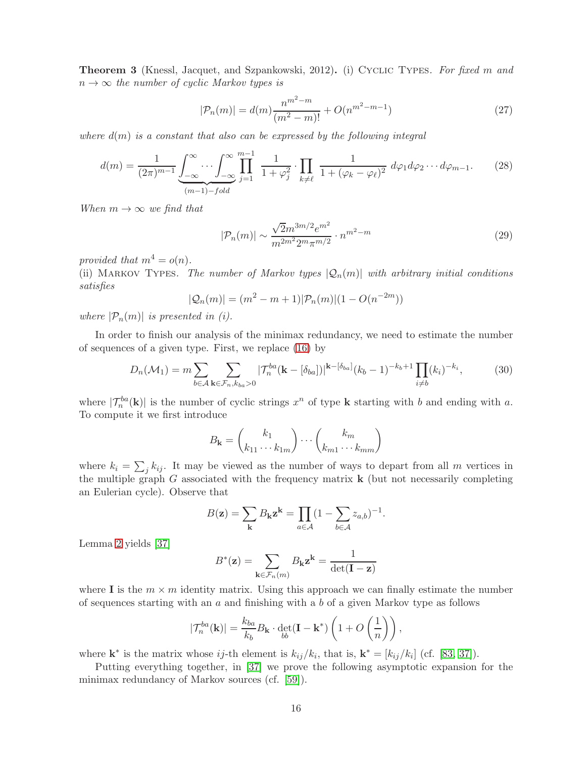**Theorem 3** (Knessl, Jacquet, and Szpankowski, 2012)**.** (i) Cyclic Types. *For fixed $m$ and $n \to \infty$ the number of cyclic Markov types is*

$$|\mathcal{P}_n(m)| = d(m)\frac{n^{m^2-m}}{(m^2-m)!} + O(n^{m^2-m-1}) \tag{27}$$

*where $d(m)$ is a constant that also can be expressed by the following integral*

$$d(m) = \frac{1}{(2\pi)^{m-1}} \underbrace{\int_{-\infty}^{\infty} \cdots \int_{-\infty}^{\infty}}_{(m-1)-fold} \prod_{j=1}^{m-1} \frac{1}{1+\varphi_j^2} \cdot \prod_{k \neq \ell} \frac{1}{1+(\varphi_k - \varphi_\ell)^2} \, d\varphi_1 d\varphi_2 \cdots d\varphi_{m-1}. \tag{28}$$

*When $m \to \infty$ we find that*

$$|\mathcal{P}_n(m)| \sim \frac{\sqrt{2} m^{3m/2} e^{m^2}}{m^{2m^2} 2^m \pi^{m/2}} \cdot n^{m^2-m} \tag{29}$$

*provided that $m^4 = o(n)$.*

(ii) Markov Types. *The number of Markov types $|\mathcal{Q}_n(m)|$ with arbitrary initial conditions satisfies*

$$|\mathcal{Q}_n(m)| = (m^2 - m + 1)|\mathcal{P}_n(m)|(1 - O(n^{-2m}))$$

*where $|\mathcal{P}_n(m)|$ is presented in (i).*

In order to finish our analysis of the minimax redundancy, we need to estimate the number of sequences of a given type. First, we replace (16) by

$$D_n(\mathcal{M}_1) = m \sum_{b \in \mathcal{A}} \sum_{\mathbf{k} \in \mathcal{F}_n, k_{ba} > 0} |\mathcal{T}_n^{ba}(\mathbf{k} - [\delta_{ba}])|^{\mathbf{k} - [\delta_{ba}]} (k_b - 1)^{-k_b + 1} \prod_{i \neq b} (k_i)^{-k_i}, \tag{30}$$

where $|\mathcal{T}_n^{ba}(\mathbf{k})|$ is the number of cyclic strings $x^n$ of type $\mathbf{k}$ starting with $b$ and ending with $a$. To compute it we first introduce

$$B_{\mathbf{k}} = \binom{k_1}{k_{11} \cdots k_{1m}} \cdots \binom{k_m}{k_{m1} \cdots k_{mm}}$$

where $k_i = \sum_j k_{ij}$. It may be viewed as the number of ways to depart from all $m$ vertices in the multiple graph $G$ associated with the frequency matrix $\mathbf{k}$ (but not necessarily completing an Eulerian cycle). Observe that

$$B(\mathbf{z}) = \sum_{\mathbf{k}} B_{\mathbf{k}} \mathbf{z}^{\mathbf{k}} = \prod_{a \in \mathcal{A}} (1 - \sum_{b \in \mathcal{A}} z_{a,b})^{-1}.$$

Lemma 2 yields [37]

$$B^*(\mathbf{z}) = \sum_{\mathbf{k} \in \mathcal{F}_n(m)} B_{\mathbf{k}} \mathbf{z}^{\mathbf{k}} = \frac{1}{\det(\mathbf{I} - \mathbf{z})}$$

where $\mathbf{I}$ is the $m \times m$ identity matrix. Using this approach we can finally estimate the number of sequences starting with an $a$ and finishing with a $b$ of a given Markov type as follows

$$|\mathcal{T}_n^{ba}(\mathbf{k})| = \frac{k_{ba}}{k_b} B_{\mathbf{k}} \cdot \det_{bb}(\mathbf{I} - \mathbf{k}^*) \left(1 + O\left(\frac{1}{n}\right)\right),$$

where $\mathbf{k}^*$ is the matrix whose $ij$-th element is $k_{ij}/k_i$, that is, $\mathbf{k}^* = [k_{ij}/k_i]$ (cf. [83, 37]).

Putting everything together, in [37] we prove the following asymptotic expansion for the minimax redundancy of Markov sources (cf. [59]).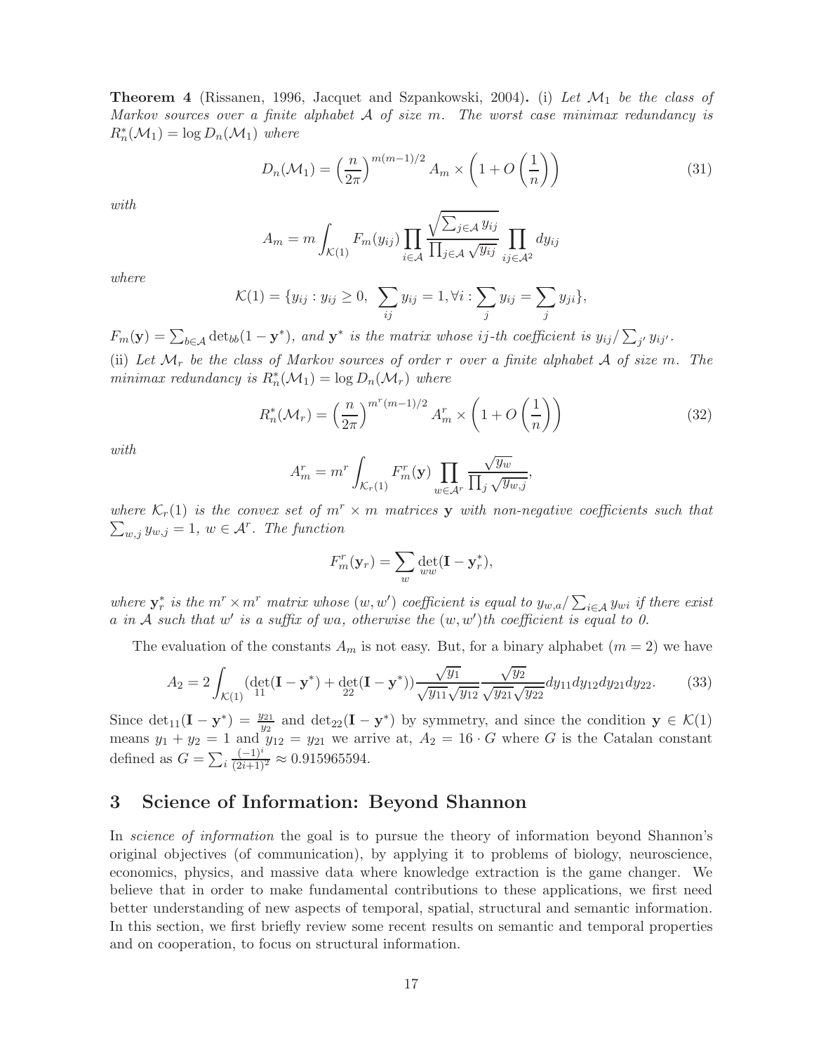**Theorem 4** (Rissanen, 1996, Jacquet and Szpankowski, 2004)**.** (i) *Let $\mathcal{M}_1$ be the class of Markov sources over a finite alphabet $\mathcal{A}$ of size $m$. The worst case minimax redundancy is $R_n^*(\mathcal{M}_1) = \log D_n(\mathcal{M}_1)$ where*

$$D_n(\mathcal{M}_1) = \left(\frac{n}{2\pi}\right)^{m(m-1)/2} A_m \times \left(1 + O\left(\frac{1}{n}\right)\right) \tag{31}$$

*with*

$$A_m = m \int_{\mathcal{K}(1)} F_m(y_{ij}) \prod_{i \in \mathcal{A}} \frac{\sqrt{\sum_{j \in \mathcal{A}} y_{ij}}}{\prod_{j \in \mathcal{A}} \sqrt{y_{ij}}} \prod_{ij \in \mathcal{A}^2} dy_{ij}$$

*where*

$$\mathcal{K}(1) = \{y_{ij} : y_{ij} \geq 0, \ \sum_{ij} y_{ij} = 1, \forall i : \sum_j y_{ij} = \sum_j y_{ji}\},$$

*$F_m(\mathbf{y}) = \sum_{b \in \mathcal{A}} \det_{bb}(1 - \mathbf{y}^*)$, and $\mathbf{y}^*$ is the matrix whose $ij$-th coefficient is $y_{ij}/\sum_{j'} y_{ij'}$.*

(ii) *Let $\mathcal{M}_r$ be the class of Markov sources of order $r$ over a finite alphabet $\mathcal{A}$ of size $m$. The minimax redundancy is $R_n^*(\mathcal{M}_1) = \log D_n(\mathcal{M}_r)$ where*

$$R_n^*(\mathcal{M}_r) = \left(\frac{n}{2\pi}\right)^{m^r(m-1)/2} A_m^r \times \left(1 + O\left(\frac{1}{n}\right)\right) \tag{32}$$

*with*

$$A_m^r = m^r \int_{\mathcal{K}_r(1)} F_m^r(\mathbf{y}) \prod_{w \in \mathcal{A}^r} \frac{\sqrt{y_w}}{\prod_j \sqrt{y_{w,j}}},$$

*where $\mathcal{K}_r(1)$ is the convex set of $m^r \times m$ matrices $\mathbf{y}$ with non-negative coefficients such that $\sum_{w,j} y_{w,j} = 1$, $w \in \mathcal{A}^r$. The function*

$$F_m^r(\mathbf{y}_r) = \sum_w \det_{ww}(\mathbf{I} - \mathbf{y}_r^*),$$

*where $\mathbf{y}_r^*$ is the $m^r \times m^r$ matrix whose $(w, w')$ coefficient is equal to $y_{w,a}/\sum_{i \in \mathcal{A}} y_{wi}$ if there exist $a$ in $\mathcal{A}$ such that $w'$ is a suffix of $wa$, otherwise the $(w, w')$th coefficient is equal to 0.*

The evaluation of the constants $A_m$ is not easy. But, for a binary alphabet ($m = 2$) we have

$$A_2 = 2 \int_{\mathcal{K}(1)} (\det_{11}(\mathbf{I} - \mathbf{y}^*) + \det_{22}(\mathbf{I} - \mathbf{y}^*)) \frac{\sqrt{y_1}}{\sqrt{y_{11}}\sqrt{y_{12}}} \frac{\sqrt{y_2}}{\sqrt{y_{21}}\sqrt{y_{22}}} dy_{11} dy_{12} dy_{21} dy_{22}. \tag{33}$$

Since $\det_{11}(\mathbf{I} - \mathbf{y}^*) = \frac{y_{21}}{y_2}$ and $\det_{22}(\mathbf{I} - \mathbf{y}^*)$ by symmetry, and since the condition $\mathbf{y} \in \mathcal{K}(1)$ means $y_1 + y_2 = 1$ and $y_{12} = y_{21}$ we arrive at, $A_2 = 16 \cdot G$ where $G$ is the Catalan constant defined as $G = \sum_i \frac{(-1)^i}{(2i+1)^2} \approx 0.915965594$.

## 3 Science of Information: Beyond Shannon

In *science of information* the goal is to pursue the theory of information beyond Shannon's original objectives (of communication), by applying it to problems of biology, neuroscience, economics, physics, and massive data where knowledge extraction is the game changer. We believe that in order to make fundamental contributions to these applications, we first need better understanding of new aspects of temporal, spatial, structural and semantic information. In this section, we first briefly review some recent results on semantic and temporal properties and on cooperation, to focus on structural information.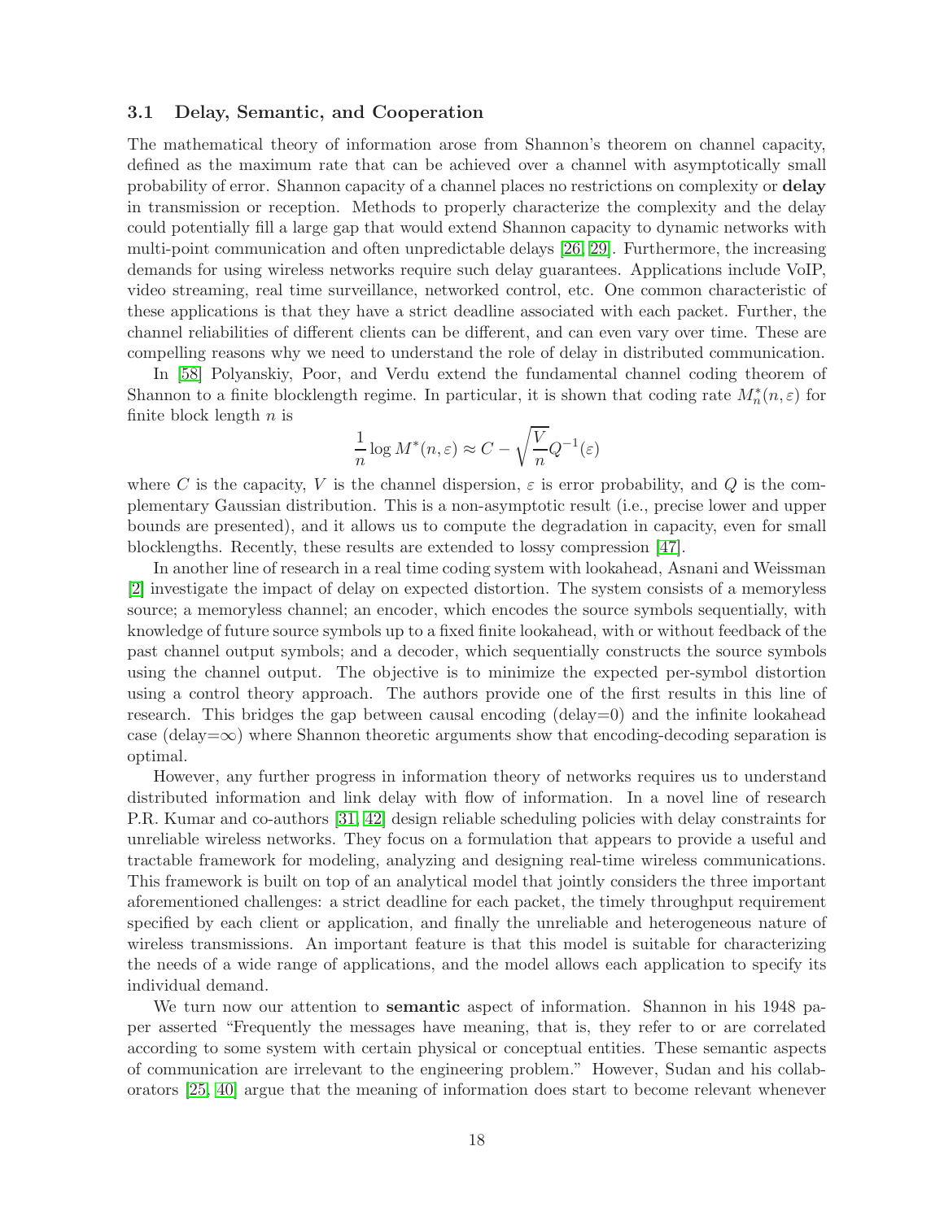### 3.1 Delay, Semantic, and Cooperation

The mathematical theory of information arose from Shannon's theorem on channel capacity, defined as the maximum rate that can be achieved over a channel with asymptotically small probability of error. Shannon capacity of a channel places no restrictions on complexity or **delay** in transmission or reception. Methods to properly characterize the complexity and the delay could potentially fill a large gap that would extend Shannon capacity to dynamic networks with multi-point communication and often unpredictable delays [26, 29]. Furthermore, the increasing demands for using wireless networks require such delay guarantees. Applications include VoIP, video streaming, real time surveillance, networked control, etc. One common characteristic of these applications is that they have a strict deadline associated with each packet. Further, the channel reliabilities of different clients can be different, and can even vary over time. These are compelling reasons why we need to understand the role of delay in distributed communication.

In [58] Polyanskiy, Poor, and Verdu extend the fundamental channel coding theorem of Shannon to a finite blocklength regime. In particular, it is shown that coding rate $M_n^*(n, \varepsilon)$ for finite block length $n$ is

$$\frac{1}{n} \log M^*(n, \varepsilon) \approx C - \sqrt{\frac{V}{n}} Q^{-1}(\varepsilon)$$

where $C$ is the capacity, $V$ is the channel dispersion, $\varepsilon$ is error probability, and $Q$ is the complementary Gaussian distribution. This is a non-asymptotic result (i.e., precise lower and upper bounds are presented), and it allows us to compute the degradation in capacity, even for small blocklengths. Recently, these results are extended to lossy compression [47].

In another line of research in a real time coding system with lookahead, Asnani and Weissman [2] investigate the impact of delay on expected distortion. The system consists of a memoryless source; a memoryless channel; an encoder, which encodes the source symbols sequentially, with knowledge of future source symbols up to a fixed finite lookahead, with or without feedback of the past channel output symbols; and a decoder, which sequentially constructs the source symbols using the channel output. The objective is to minimize the expected per-symbol distortion using a control theory approach. The authors provide one of the first results in this line of research. This bridges the gap between causal encoding (delay=0) and the infinite lookahead case (delay=$\infty$) where Shannon theoretic arguments show that encoding-decoding separation is optimal.

However, any further progress in information theory of networks requires us to understand distributed information and link delay with flow of information. In a novel line of research P.R. Kumar and co-authors [31, 42] design reliable scheduling policies with delay constraints for unreliable wireless networks. They focus on a formulation that appears to provide a useful and tractable framework for modeling, analyzing and designing real-time wireless communications. This framework is built on top of an analytical model that jointly considers the three important aforementioned challenges: a strict deadline for each packet, the timely throughput requirement specified by each client or application, and finally the unreliable and heterogeneous nature of wireless transmissions. An important feature is that this model is suitable for characterizing the needs of a wide range of applications, and the model allows each application to specify its individual demand.

We turn now our attention to **semantic** aspect of information. Shannon in his 1948 paper asserted "Frequently the messages have meaning, that is, they refer to or are correlated according to some system with certain physical or conceptual entities. These semantic aspects of communication are irrelevant to the engineering problem." However, Sudan and his collaborators [25, 40] argue that the meaning of information does start to become relevant whenever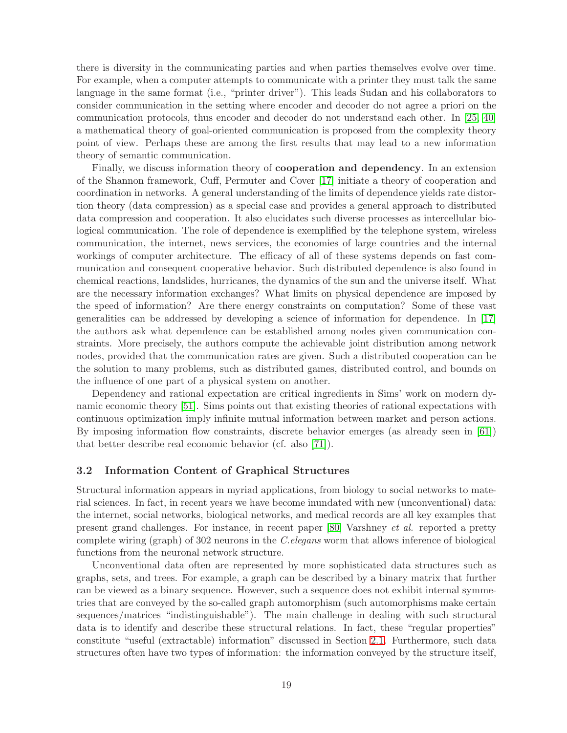there is diversity in the communicating parties and when parties themselves evolve over time. For example, when a computer attempts to communicate with a printer they must talk the same language in the same format (i.e., "printer driver"). This leads Sudan and his collaborators to consider communication in the setting where encoder and decoder do not agree a priori on the communication protocols, thus encoder and decoder do not understand each other. In [25, 40] a mathematical theory of goal-oriented communication is proposed from the complexity theory point of view. Perhaps these are among the first results that may lead to a new information theory of semantic communication.

Finally, we discuss information theory of **cooperation and dependency**. In an extension of the Shannon framework, Cuff, Permuter and Cover [17] initiate a theory of cooperation and coordination in networks. A general understanding of the limits of dependence yields rate distortion theory (data compression) as a special case and provides a general approach to distributed data compression and cooperation. It also elucidates such diverse processes as intercellular biological communication. The role of dependence is exemplified by the telephone system, wireless communication, the internet, news services, the economies of large countries and the internal workings of computer architecture. The efficacy of all of these systems depends on fast communication and consequent cooperative behavior. Such distributed dependence is also found in chemical reactions, landslides, hurricanes, the dynamics of the sun and the universe itself. What are the necessary information exchanges? What limits on physical dependence are imposed by the speed of information? Are there energy constraints on computation? Some of these vast generalities can be addressed by developing a science of information for dependence. In [17] the authors ask what dependence can be established among nodes given communication constraints. More precisely, the authors compute the achievable joint distribution among network nodes, provided that the communication rates are given. Such a distributed cooperation can be the solution to many problems, such as distributed games, distributed control, and bounds on the influence of one part of a physical system on another.

Dependency and rational expectation are critical ingredients in Sims' work on modern dynamic economic theory [51]. Sims points out that existing theories of rational expectations with continuous optimization imply infinite mutual information between market and person actions. By imposing information flow constraints, discrete behavior emerges (as already seen in [61]) that better describe real economic behavior (cf. also [71]).

### 3.2 Information Content of Graphical Structures

Structural information appears in myriad applications, from biology to social networks to material sciences. In fact, in recent years we have become inundated with new (unconventional) data: the internet, social networks, biological networks, and medical records are all key examples that present grand challenges. For instance, in recent paper [80] Varshney *et al.* reported a pretty complete wiring (graph) of 302 neurons in the *C.elegans* worm that allows inference of biological functions from the neuronal network structure.

Unconventional data often are represented by more sophisticated data structures such as graphs, sets, and trees. For example, a graph can be described by a binary matrix that further can be viewed as a binary sequence. However, such a sequence does not exhibit internal symmetries that are conveyed by the so-called graph automorphism (such automorphisms make certain sequences/matrices "indistinguishable"). The main challenge in dealing with such structural data is to identify and describe these structural relations. In fact, these "regular properties" constitute "useful (extractable) information" discussed in Section 2.1. Furthermore, such data structures often have two types of information: the information conveyed by the structure itself,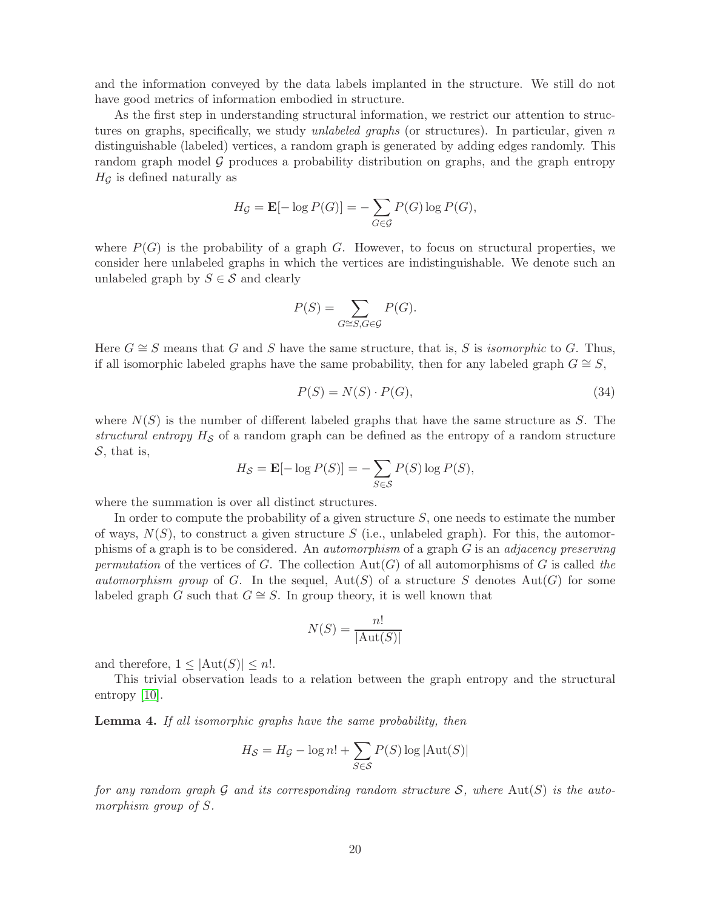and the information conveyed by the data labels implanted in the structure. We still do not have good metrics of information embodied in structure.

As the first step in understanding structural information, we restrict our attention to structures on graphs, specifically, we study *unlabeled graphs* (or structures). In particular, given $n$ distinguishable (labeled) vertices, a random graph is generated by adding edges randomly. This random graph model $\mathcal{G}$ produces a probability distribution on graphs, and the graph entropy $H_{\mathcal{G}}$ is defined naturally as

$$H_{\mathcal{G}} = \mathbf{E}[-\log P(G)] = -\sum_{G \in \mathcal{G}} P(G) \log P(G),$$

where $P(G)$ is the probability of a graph $G$. However, to focus on structural properties, we consider here unlabeled graphs in which the vertices are indistinguishable. We denote such an unlabeled graph by $S \in \mathcal{S}$ and clearly

$$P(S) = \sum_{G \cong S, G \in \mathcal{G}} P(G).$$

Here $G \cong S$ means that $G$ and $S$ have the same structure, that is, $S$ is *isomorphic* to $G$. Thus, if all isomorphic labeled graphs have the same probability, then for any labeled graph $G \cong S$,

$$P(S) = N(S) \cdot P(G), \tag{34}$$

where $N(S)$ is the number of different labeled graphs that have the same structure as $S$. The *structural entropy* $H_{\mathcal{S}}$ of a random graph can be defined as the entropy of a random structure $\mathcal{S}$, that is,

$$H_{\mathcal{S}} = \mathbf{E}[-\log P(S)] = -\sum_{S \in \mathcal{S}} P(S) \log P(S),$$

where the summation is over all distinct structures.

In order to compute the probability of a given structure $S$, one needs to estimate the number of ways, $N(S)$, to construct a given structure $S$ (i.e., unlabeled graph). For this, the automorphisms of a graph is to be considered. An *automorphism* of a graph $G$ is an *adjacency preserving permutation* of the vertices of $G$. The collection $\text{Aut}(G)$ of all automorphisms of $G$ is called *the automorphism group* of $G$. In the sequel, $\text{Aut}(S)$ of a structure $S$ denotes $\text{Aut}(G)$ for some labeled graph $G$ such that $G \cong S$. In group theory, it is well known that

$$N(S) = \frac{n!}{|\text{Aut}(S)|}$$

and therefore, $1 \leq |\text{Aut}(S)| \leq n!$.

This trivial observation leads to a relation between the graph entropy and the structural entropy [10].

**Lemma 4.** *If all isomorphic graphs have the same probability, then*

$$H_{\mathcal{S}} = H_{\mathcal{G}} - \log n! + \sum_{S \in \mathcal{S}} P(S) \log |\text{Aut}(S)|$$

*for any random graph $\mathcal{G}$ and its corresponding random structure $\mathcal{S}$, where $\text{Aut}(S)$ is the automorphism group of $S$.*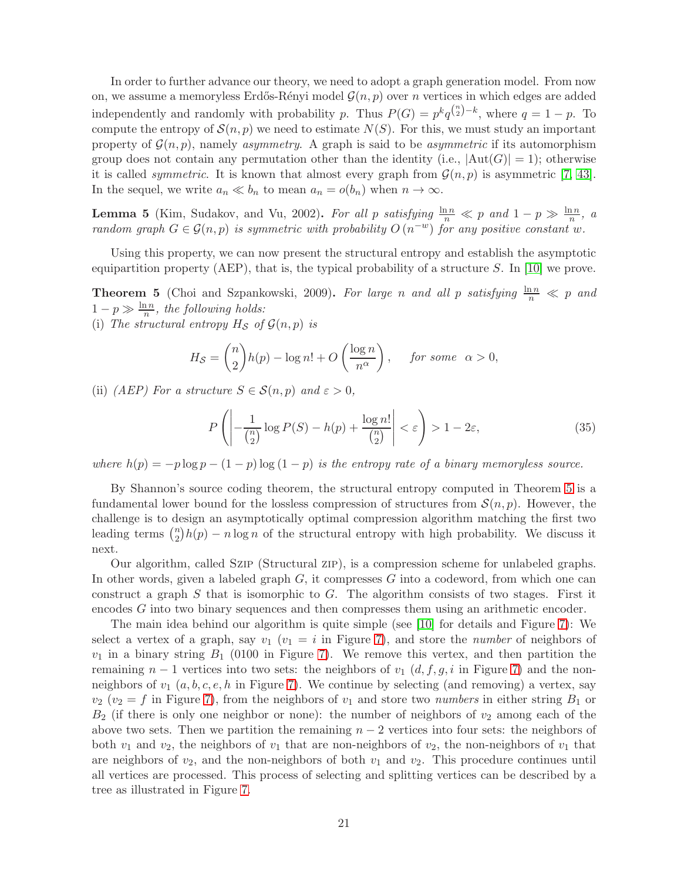In order to further advance our theory, we need to adopt a graph generation model. From now on, we assume a memoryless Erdős-Rényi model $\mathcal{G}(n,p)$ over $n$ vertices in which edges are added independently and randomly with probability $p$. Thus $P(G) = p^k q^{\binom{n}{2}-k}$, where $q = 1-p$. To compute the entropy of $\mathcal{S}(n,p)$ we need to estimate $N(S)$. For this, we must study an important property of $\mathcal{G}(n,p)$, namely *asymmetry*. A graph is said to be *asymmetric* if its automorphism group does not contain any permutation other than the identity (i.e., $|\text{Aut}(G)| = 1$); otherwise it is called *symmetric*. It is known that almost every graph from $\mathcal{G}(n,p)$ is asymmetric [7, 43]. In the sequel, we write $a_n \ll b_n$ to mean $a_n = o(b_n)$ when $n \to \infty$.

**Lemma 5** (Kim, Sudakov, and Vu, 2002)**.** *For all $p$ satisfying $\frac{\ln n}{n} \ll p$ and $1-p \gg \frac{\ln n}{n}$, a random graph $G \in \mathcal{G}(n,p)$ is symmetric with probability $O(n^{-w})$ for any positive constant $w$.*

Using this property, we can now present the structural entropy and establish the asymptotic equipartition property (AEP), that is, the typical probability of a structure $S$. In [10] we prove.

**Theorem 5** (Choi and Szpankowski, 2009)**.** *For large $n$ and all $p$ satisfying $\frac{\ln n}{n} \ll p$ and $1-p \gg \frac{\ln n}{n}$, the following holds:*

(i) *The structural entropy $H_{\mathcal{S}}$ of $\mathcal{G}(n,p)$ is*

$$H_{\mathcal{S}} = \binom{n}{2} h(p) - \log n! + O\left(\frac{\log n}{n^{\alpha}}\right), \quad \textit{for some} \ \ \alpha > 0,$$

(ii) *(AEP) For a structure $S \in \mathcal{S}(n,p)$ and $\varepsilon > 0$,*

$$P\left( \left| -\frac{1}{\binom{n}{2}} \log P(S) - h(p) + \frac{\log n!}{\binom{n}{2}} \right| < \varepsilon \right) > 1 - 2\varepsilon, \tag{35}$$

*where $h(p) = -p\log p - (1-p)\log(1-p)$ is the entropy rate of a binary memoryless source.*

By Shannon's source coding theorem, the structural entropy computed in Theorem 5 is a fundamental lower bound for the lossless compression of structures from $\mathcal{S}(n,p)$. However, the challenge is to design an asymptotically optimal compression algorithm matching the first two leading terms $\binom{n}{2}h(p) - n\log n$ of the structural entropy with high probability. We discuss it next.

Our algorithm, called Szip (Structural zip), is a compression scheme for unlabeled graphs. In other words, given a labeled graph $G$, it compresses $G$ into a codeword, from which one can construct a graph $S$ that is isomorphic to $G$. The algorithm consists of two stages. First it encodes $G$ into two binary sequences and then compresses them using an arithmetic encoder.

The main idea behind our algorithm is quite simple (see [10] for details and Figure 7): We select a vertex of a graph, say $v_1$ ($v_1 = i$ in Figure 7), and store the *number* of neighbors of $v_1$ in a binary string $B_1$ (0100 in Figure 7). We remove this vertex, and then partition the remaining $n-1$ vertices into two sets: the neighbors of $v_1$ ($d, f, g, i$ in Figure 7) and the non-neighbors of $v_1$ ($a, b, c, e, h$ in Figure 7). We continue by selecting (and removing) a vertex, say $v_2$ ($v_2 = f$ in Figure 7), from the neighbors of $v_1$ and store two *numbers* in either string $B_1$ or $B_2$ (if there is only one neighbor or none): the number of neighbors of $v_2$ among each of the above two sets. Then we partition the remaining $n-2$ vertices into four sets: the neighbors of both $v_1$ and $v_2$, the neighbors of $v_1$ that are non-neighbors of $v_2$, the non-neighbors of $v_1$ that are neighbors of $v_2$, and the non-neighbors of both $v_1$ and $v_2$. This procedure continues until all vertices are processed. This process of selecting and splitting vertices can be described by a tree as illustrated in Figure 7.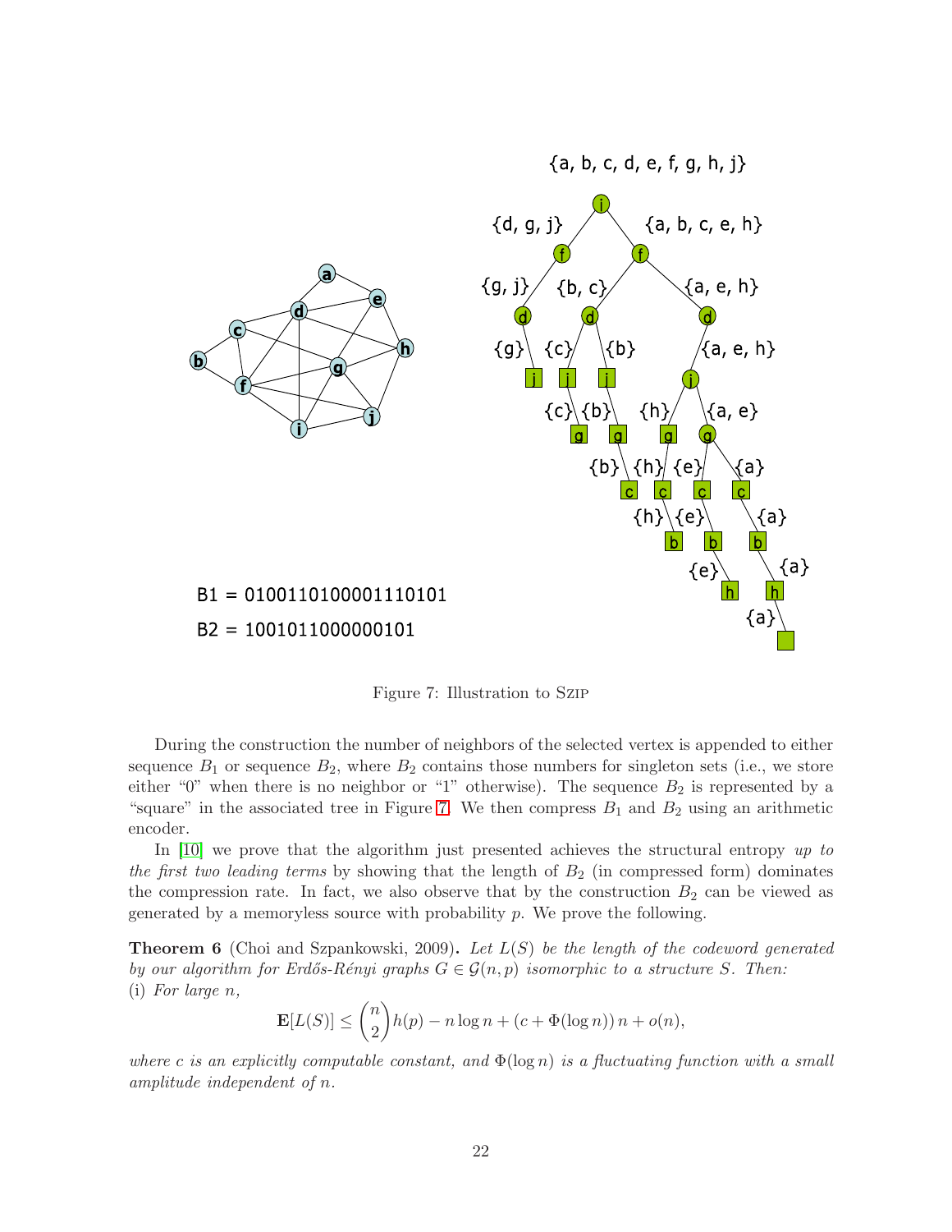B1 = 0100110100001110101

B2 = 1001011000000101

Figure 7: Illustration to SZIP

During the construction the number of neighbors of the selected vertex is appended to either sequence $B_1$ or sequence $B_2$, where $B_2$ contains those numbers for singleton sets (i.e., we store either "0" when there is no neighbor or "1" otherwise). The sequence $B_2$ is represented by a "square" in the associated tree in Figure 7. We then compress $B_1$ and $B_2$ using an arithmetic encoder.

In [10] we prove that the algorithm just presented achieves the structural entropy *up to the first two leading terms* by showing that the length of $B_2$ (in compressed form) dominates the compression rate. In fact, we also observe that by the construction $B_2$ can be viewed as generated by a memoryless source with probability $p$. We prove the following.

**Theorem 6** (Choi and Szpankowski, 2009)**.** *Let $L(S)$ be the length of the codeword generated by our algorithm for Erdős-Rényi graphs $G \in \mathcal{G}(n, p)$ isomorphic to a structure $S$. Then:*
(i) *For large $n$,*

$$\mathbf{E}[L(S)] \leq \binom{n}{2} h(p) - n \log n + (c + \Phi(\log n))\, n + o(n),$$

*where $c$ is an explicitly computable constant, and $\Phi(\log n)$ is a fluctuating function with a small amplitude independent of $n$.*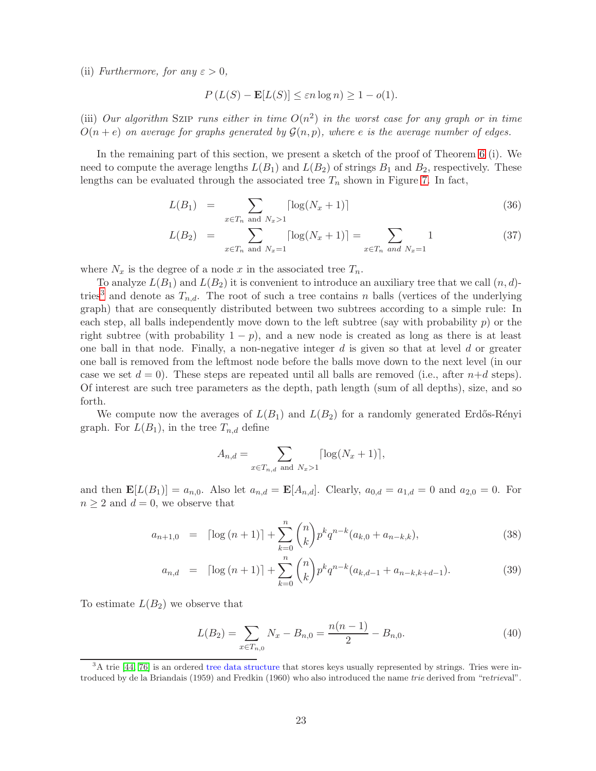(ii) *Furthermore, for any* $\varepsilon > 0$,

$$P\left(L(S) - \mathbf{E}[L(S)] \le \varepsilon n \log n\right) \ge 1 - o(1).$$

(iii) *Our algorithm* Szip *runs either in time* $O(n^2)$ *in the worst case for any graph or in time* $O(n+e)$ *on average for graphs generated by* $\mathcal{G}(n,p)$, *where* $e$ *is the average number of edges.*

In the remaining part of this section, we present a sketch of the proof of Theorem 6 (i). We need to compute the average lengths $L(B_1)$ and $L(B_2)$ of strings $B_1$ and $B_2$, respectively. These lengths can be evaluated through the associated tree $T_n$ shown in Figure 7. In fact,

$$L(B_1) = \sum_{x \in T_n \text{ and } N_x > 1} \lceil \log(N_x + 1) \rceil \tag{36}$$

$$L(B_2) = \sum_{x \in T_n \text{ and } N_x = 1} \lceil \log(N_x + 1) \rceil = \sum_{x \in T_n \text{ and } N_x = 1} 1 \tag{37}$$

where $N_x$ is the degree of a node $x$ in the associated tree $T_n$.

To analyze $L(B_1)$ and $L(B_2)$ it is convenient to introduce an auxiliary tree that we call $(n,d)$-tries[3] and denote as $T_{n,d}$. The root of such a tree contains $n$ balls (vertices of the underlying graph) that are consequently distributed between two subtrees according to a simple rule: In each step, all balls independently move down to the left subtree (say with probability $p$) or the right subtree (with probability $1-p$), and a new node is created as long as there is at least one ball in that node. Finally, a non-negative integer $d$ is given so that at level $d$ or greater one ball is removed from the leftmost node before the balls move down to the next level (in our case we set $d = 0$). These steps are repeated until all balls are removed (i.e., after $n+d$ steps). Of interest are such tree parameters as the depth, path length (sum of all depths), size, and so forth.

We compute now the averages of $L(B_1)$ and $L(B_2)$ for a randomly generated Erdős-Rényi graph. For $L(B_1)$, in the tree $T_{n,d}$ define

$$A_{n,d} = \sum_{x \in T_{n,d} \text{ and } N_x > 1} \lceil \log(N_x + 1) \rceil,$$

and then $\mathbf{E}[L(B_1)] = a_{n,0}$. Also let $a_{n,d} = \mathbf{E}[A_{n,d}]$. Clearly, $a_{0,d} = a_{1,d} = 0$ and $a_{2,0} = 0$. For $n \ge 2$ and $d = 0$, we observe that

$$a_{n+1,0} = \lceil \log(n+1) \rceil + \sum_{k=0}^{n} \binom{n}{k} p^k q^{n-k} (a_{k,0} + a_{n-k,k}), \tag{38}$$

$$a_{n,d} = \lceil \log(n+1) \rceil + \sum_{k=0}^{n} \binom{n}{k} p^k q^{n-k} (a_{k,d-1} + a_{n-k,k+d-1}). \tag{39}$$

To estimate $L(B_2)$ we observe that

$$L(B_2) = \sum_{x \in T_{n,0}} N_x - B_{n,0} = \frac{n(n-1)}{2} - B_{n,0}. \tag{40}$$

---

[3] A trie [44, 76] is an ordered tree data structure that stores keys usually represented by strings. Tries were introduced by de la Briandais (1959) and Fredkin (1960) who also introduced the name *trie* derived from "re*trie*val".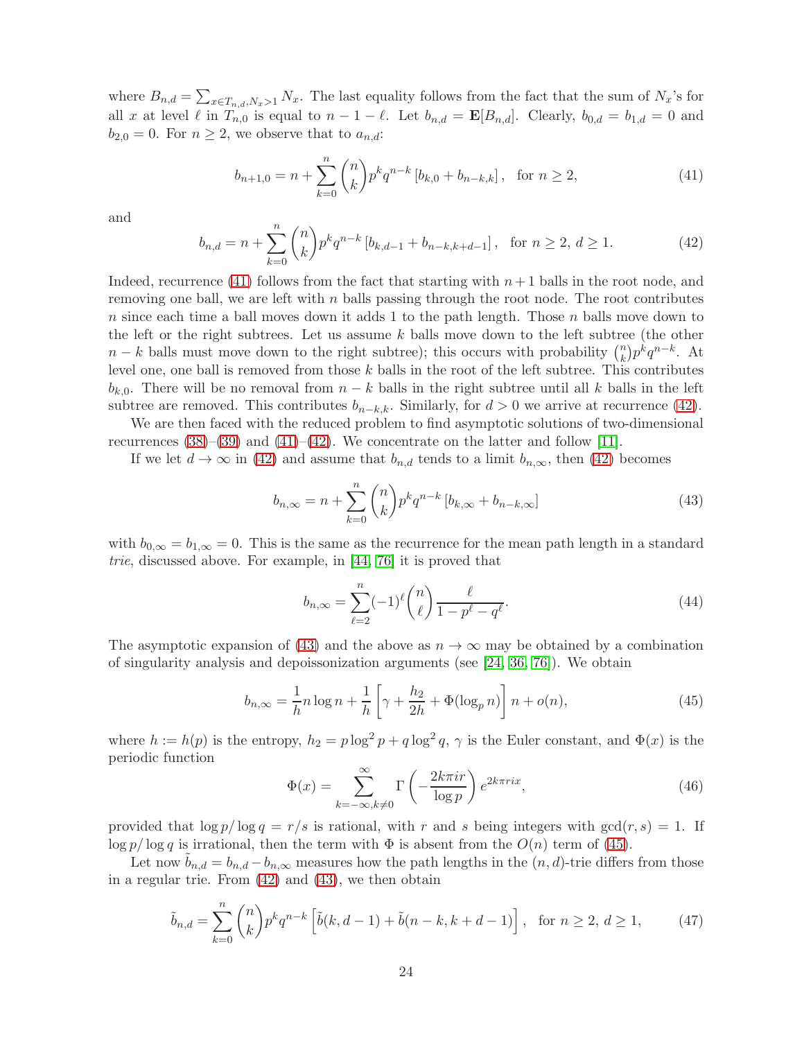where $B_{n,d} = \sum_{x \in T_{n,d}, N_x > 1} N_x$. The last equality follows from the fact that the sum of $N_x$'s for all $x$ at level $\ell$ in $T_{n,0}$ is equal to $n - 1 - \ell$. Let $b_{n,d} = \mathbf{E}[B_{n,d}]$. Clearly, $b_{0,d} = b_{1,d} = 0$ and $b_{2,0} = 0$. For $n \geq 2$, we observe that to $a_{n,d}$:

$$
b_{n+1,0} = n + \sum_{k=0}^{n} \binom{n}{k} p^k q^{n-k} \left[ b_{k,0} + b_{n-k,k} \right], \quad \text{for } n \geq 2, \tag{41}
$$

and

$$
b_{n,d} = n + \sum_{k=0}^{n} \binom{n}{k} p^k q^{n-k} \left[ b_{k,d-1} + b_{n-k,k+d-1} \right], \quad \text{for } n \geq 2,\ d \geq 1. \tag{42}
$$

Indeed, recurrence (41) follows from the fact that starting with $n+1$ balls in the root node, and removing one ball, we are left with $n$ balls passing through the root node. The root contributes $n$ since each time a ball moves down it adds 1 to the path length. Those $n$ balls move down to the left or the right subtrees. Let us assume $k$ balls move down to the left subtree (the other $n-k$ balls must move down to the right subtree); this occurs with probability $\binom{n}{k} p^k q^{n-k}$. At level one, one ball is removed from those $k$ balls in the root of the left subtree. This contributes $b_{k,0}$. There will be no removal from $n-k$ balls in the right subtree until all $k$ balls in the left subtree are removed. This contributes $b_{n-k,k}$. Similarly, for $d > 0$ we arrive at recurrence (42).

We are then faced with the reduced problem to find asymptotic solutions of two-dimensional recurrences (38)–(39) and (41)–(42). We concentrate on the latter and follow [11].

If we let $d \to \infty$ in (42) and assume that $b_{n,d}$ tends to a limit $b_{n,\infty}$, then (42) becomes

$$
b_{n,\infty} = n + \sum_{k=0}^{n} \binom{n}{k} p^k q^{n-k} \left[ b_{k,\infty} + b_{n-k,\infty} \right] \tag{43}
$$

with $b_{0,\infty} = b_{1,\infty} = 0$. This is the same as the recurrence for the mean path length in a standard *trie*, discussed above. For example, in [44, 76] it is proved that

$$
b_{n,\infty} = \sum_{\ell=2}^{n} (-1)^{\ell} \binom{n}{\ell} \frac{\ell}{1 - p^{\ell} - q^{\ell}}. \tag{44}
$$

The asymptotic expansion of (43) and the above as $n \to \infty$ may be obtained by a combination of singularity analysis and depoissonization arguments (see [24, 36, 76]). We obtain

$$
b_{n,\infty} = \frac{1}{h} n \log n + \frac{1}{h} \left[ \gamma + \frac{h_2}{2h} + \Phi(\log_p n) \right] n + o(n), \tag{45}
$$

where $h := h(p)$ is the entropy, $h_2 = p \log^2 p + q \log^2 q$, $\gamma$ is the Euler constant, and $\Phi(x)$ is the periodic function

$$
\Phi(x) = \sum_{k=-\infty, k \neq 0}^{\infty} \Gamma\left( -\frac{2k\pi i r}{\log p} \right) e^{2k\pi r i x}, \tag{46}
$$

provided that $\log p / \log q = r/s$ is rational, with $r$ and $s$ being integers with $\gcd(r, s) = 1$. If $\log p / \log q$ is irrational, then the term with $\Phi$ is absent from the $O(n)$ term of (45).

Let now $\tilde{b}_{n,d} = b_{n,d} - b_{n,\infty}$ measures how the path lengths in the $(n,d)$-trie differs from those in a regular trie. From (42) and (43), we then obtain

$$
\tilde{b}_{n,d} = \sum_{k=0}^{n} \binom{n}{k} p^k q^{n-k} \left[ \tilde{b}(k, d-1) + \tilde{b}(n-k, k+d-1) \right], \quad \text{for } n \geq 2,\ d \geq 1, \tag{47}
$$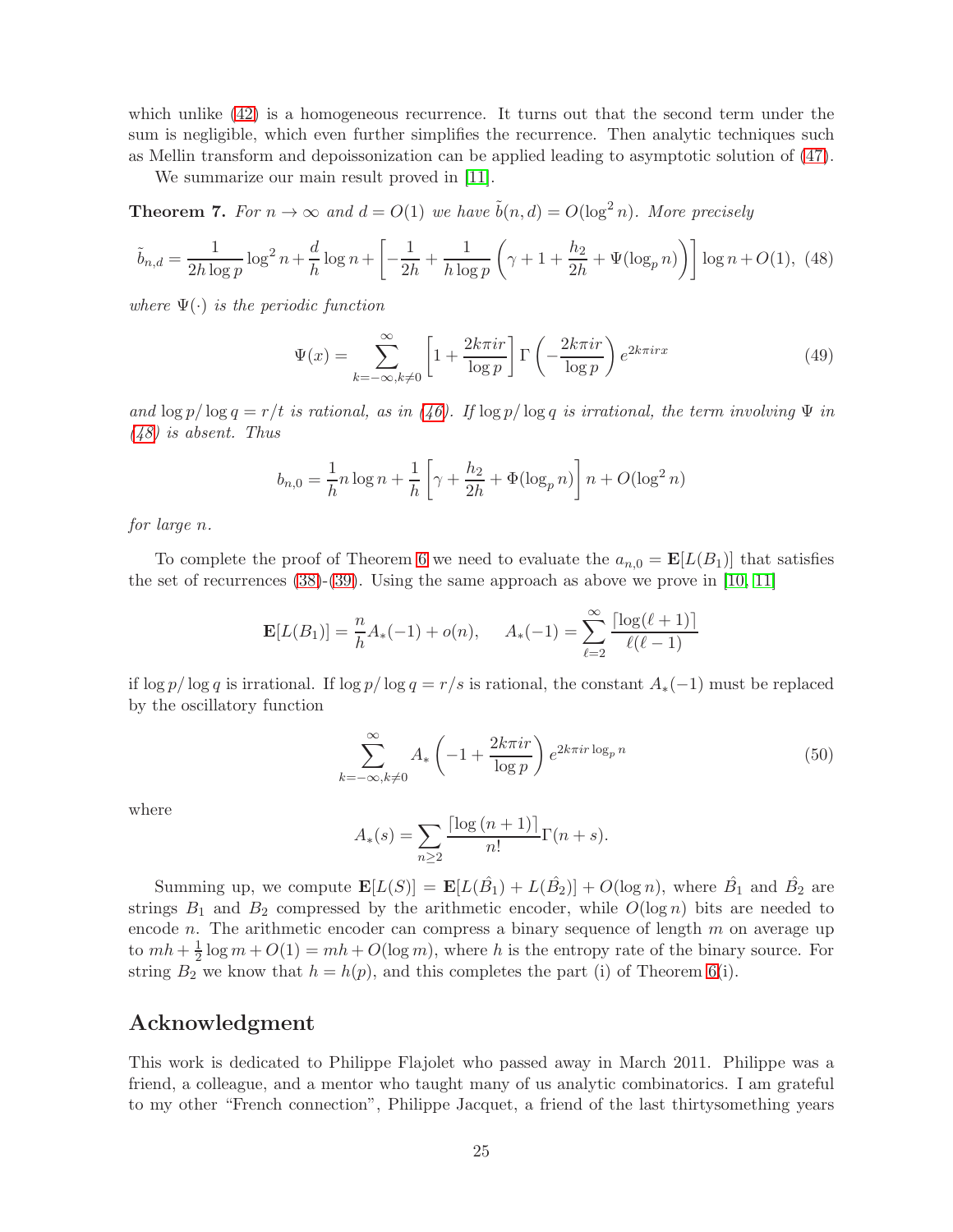which unlike (42) is a homogeneous recurrence. It turns out that the second term under the sum is negligible, which even further simplifies the recurrence. Then analytic techniques such as Mellin transform and depoissonization can be applied leading to asymptotic solution of (47).

We summarize our main result proved in [11].

**Theorem 7.** *For $n \to \infty$ and $d = O(1)$ we have $\tilde{b}(n,d) = O(\log^2 n)$. More precisely*

$$\tilde{b}_{n,d} = \frac{1}{2h\log p}\log^2 n + \frac{d}{h}\log n + \left[-\frac{1}{2h} + \frac{1}{h\log p}\left(\gamma + 1 + \frac{h_2}{2h} + \Psi(\log_p n)\right)\right]\log n + O(1), \quad (48)$$

*where $\Psi(\cdot)$ is the periodic function*

$$\Psi(x) = \sum_{k=-\infty, k\neq 0}^{\infty}\left[1 + \frac{2k\pi i r}{\log p}\right]\Gamma\left(-\frac{2k\pi i r}{\log p}\right)e^{2k\pi i r x} \quad (49)$$

*and $\log p/\log q = r/t$ is rational, as in (46). If $\log p/\log q$ is irrational, the term involving $\Psi$ in (48) is absent. Thus*

$$b_{n,0} = \frac{1}{h}n\log n + \frac{1}{h}\left[\gamma + \frac{h_2}{2h} + \Phi(\log_p n)\right]n + O(\log^2 n)$$

*for large $n$.*

To complete the proof of Theorem 6 we need to evaluate the $a_{n,0} = \mathbf{E}[L(B_1)]$ that satisfies the set of recurrences (38)-(39). Using the same approach as above we prove in [10, 11]

$$\mathbf{E}[L(B_1)] = \frac{n}{h}A_*(-1) + o(n), \qquad A_*(-1) = \sum_{\ell=2}^{\infty}\frac{\lceil\log(\ell+1)\rceil}{\ell(\ell-1)}$$

if $\log p/\log q$ is irrational. If $\log p/\log q = r/s$ is rational, the constant $A_*(-1)$ must be replaced by the oscillatory function

$$\sum_{k=-\infty, k\neq 0}^{\infty} A_*\left(-1 + \frac{2k\pi i r}{\log p}\right)e^{2k\pi i r \log_p n} \quad (50)$$

where

$$A_*(s) = \sum_{n\geq 2}\frac{\lceil\log(n+1)\rceil}{n!}\Gamma(n+s).$$

Summing up, we compute $\mathbf{E}[L(S)] = \mathbf{E}[L(\hat{B}_1) + L(\hat{B}_2)] + O(\log n)$, where $\hat{B}_1$ and $\hat{B}_2$ are strings $B_1$ and $B_2$ compressed by the arithmetic encoder, while $O(\log n)$ bits are needed to encode $n$. The arithmetic encoder can compress a binary sequence of length $m$ on average up to $mh + \frac{1}{2}\log m + O(1) = mh + O(\log m)$, where $h$ is the entropy rate of the binary source. For string $B_2$ we know that $h = h(p)$, and this completes the part (i) of Theorem 6(i).

## Acknowledgment

This work is dedicated to Philippe Flajolet who passed away in March 2011. Philippe was a friend, a colleague, and a mentor who taught many of us analytic combinatorics. I am grateful to my other "French connection", Philippe Jacquet, a friend of the last thirtysomething years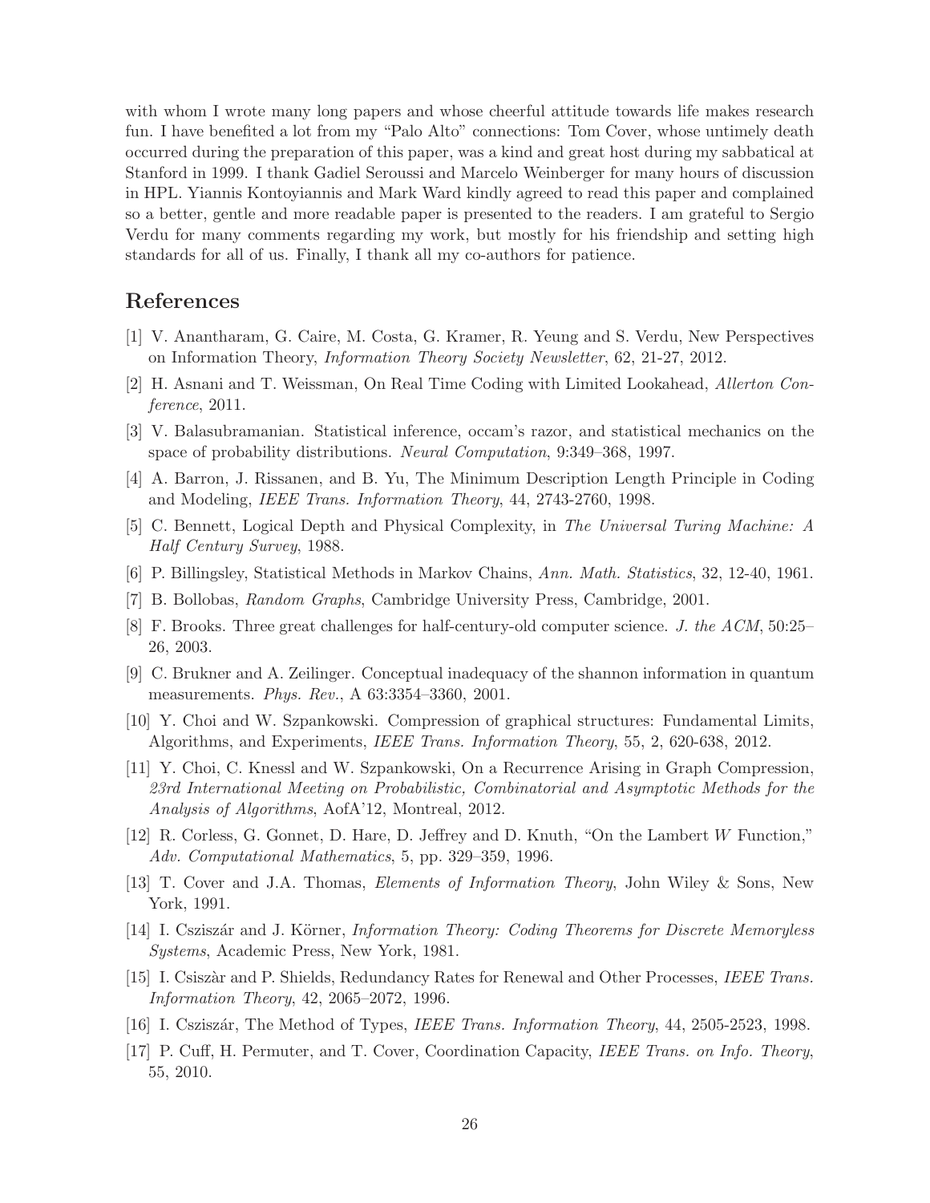with whom I wrote many long papers and whose cheerful attitude towards life makes research fun. I have benefited a lot from my "Palo Alto" connections: Tom Cover, whose untimely death occurred during the preparation of this paper, was a kind and great host during my sabbatical at Stanford in 1999. I thank Gadiel Seroussi and Marcelo Weinberger for many hours of discussion in HPL. Yiannis Kontoyiannis and Mark Ward kindly agreed to read this paper and complained so a better, gentle and more readable paper is presented to the readers. I am grateful to Sergio Verdu for many comments regarding my work, but mostly for his friendship and setting high standards for all of us. Finally, I thank all my co-authors for patience.

## References

[1] V. Anantharam, G. Caire, M. Costa, G. Kramer, R. Yeung and S. Verdu, New Perspectives on Information Theory, *Information Theory Society Newsletter*, 62, 21-27, 2012.

[2] H. Asnani and T. Weissman, On Real Time Coding with Limited Lookahead, *Allerton Conference*, 2011.

[3] V. Balasubramanian. Statistical inference, occam's razor, and statistical mechanics on the space of probability distributions. *Neural Computation*, 9:349–368, 1997.

[4] A. Barron, J. Rissanen, and B. Yu, The Minimum Description Length Principle in Coding and Modeling, *IEEE Trans. Information Theory*, 44, 2743-2760, 1998.

[5] C. Bennett, Logical Depth and Physical Complexity, in *The Universal Turing Machine: A Half Century Survey*, 1988.

[6] P. Billingsley, Statistical Methods in Markov Chains, *Ann. Math. Statistics*, 32, 12-40, 1961.

[7] B. Bollobas, *Random Graphs*, Cambridge University Press, Cambridge, 2001.

[8] F. Brooks. Three great challenges for half-century-old computer science. *J. the ACM*, 50:25–26, 2003.

[9] C. Brukner and A. Zeilinger. Conceptual inadequacy of the shannon information in quantum measurements. *Phys. Rev.*, A 63:3354–3360, 2001.

[10] Y. Choi and W. Szpankowski. Compression of graphical structures: Fundamental Limits, Algorithms, and Experiments, *IEEE Trans. Information Theory*, 55, 2, 620-638, 2012.

[11] Y. Choi, C. Knessl and W. Szpankowski, On a Recurrence Arising in Graph Compression, *23rd International Meeting on Probabilistic, Combinatorial and Asymptotic Methods for the Analysis of Algorithms*, AofA'12, Montreal, 2012.

[12] R. Corless, G. Gonnet, D. Hare, D. Jeffrey and D. Knuth, "On the Lambert $W$ Function," *Adv. Computational Mathematics*, 5, pp. 329–359, 1996.

[13] T. Cover and J.A. Thomas, *Elements of Information Theory*, John Wiley & Sons, New York, 1991.

[14] I. Csziszár and J. Körner, *Information Theory: Coding Theorems for Discrete Memoryless Systems*, Academic Press, New York, 1981.

[15] I. Csiszàr and P. Shields, Redundancy Rates for Renewal and Other Processes, *IEEE Trans. Information Theory*, 42, 2065–2072, 1996.

[16] I. Csziszár, The Method of Types, *IEEE Trans. Information Theory*, 44, 2505-2523, 1998.

[17] P. Cuff, H. Permuter, and T. Cover, Coordination Capacity, *IEEE Trans. on Info. Theory*, 55, 2010.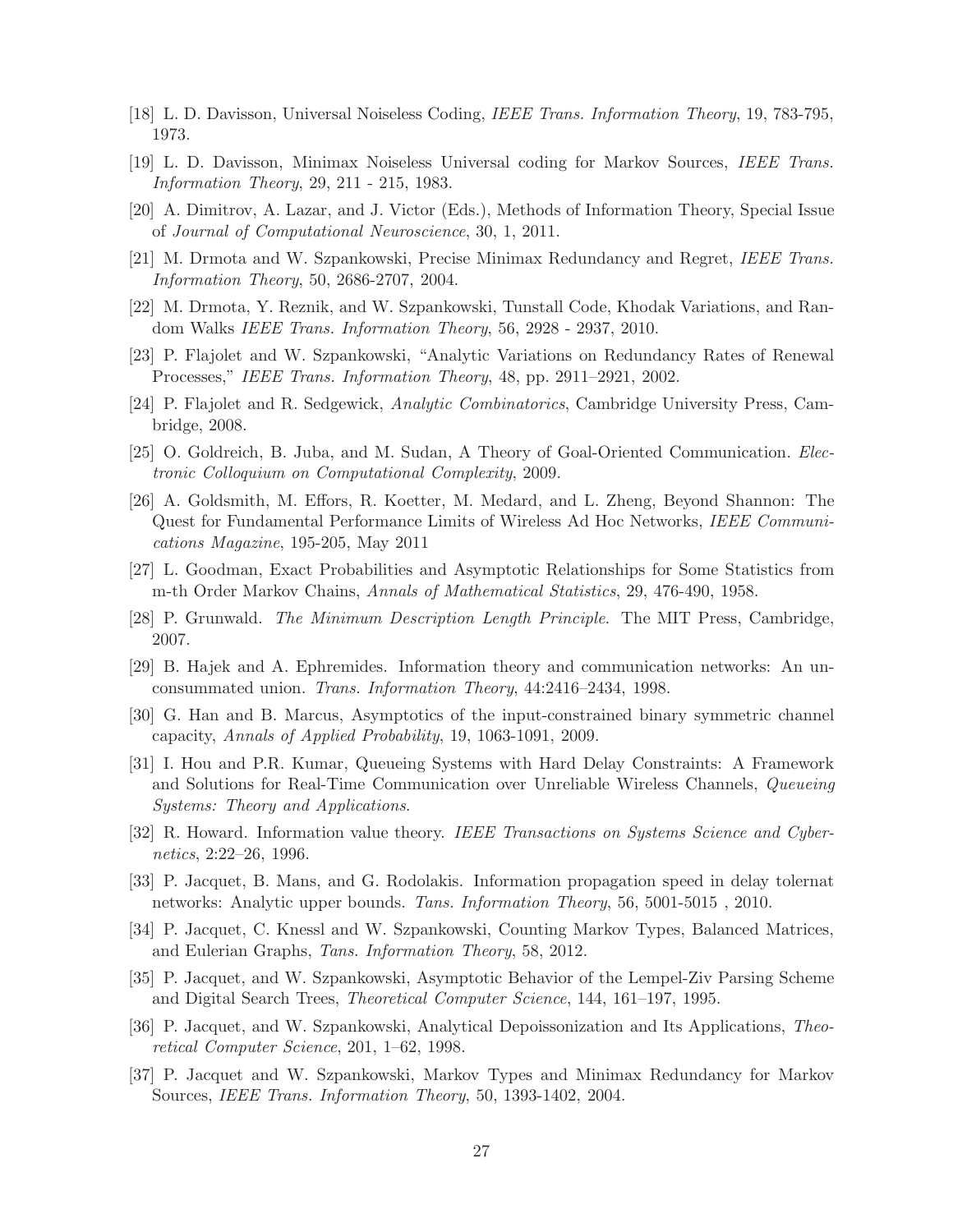[18] L. D. Davisson, Universal Noiseless Coding, *IEEE Trans. Information Theory*, 19, 783-795, 1973.

[19] L. D. Davisson, Minimax Noiseless Universal coding for Markov Sources, *IEEE Trans. Information Theory*, 29, 211 - 215, 1983.

[20] A. Dimitrov, A. Lazar, and J. Victor (Eds.), Methods of Information Theory, Special Issue of *Journal of Computational Neuroscience*, 30, 1, 2011.

[21] M. Drmota and W. Szpankowski, Precise Minimax Redundancy and Regret, *IEEE Trans. Information Theory*, 50, 2686-2707, 2004.

[22] M. Drmota, Y. Reznik, and W. Szpankowski, Tunstall Code, Khodak Variations, and Random Walks *IEEE Trans. Information Theory*, 56, 2928 - 2937, 2010.

[23] P. Flajolet and W. Szpankowski, "Analytic Variations on Redundancy Rates of Renewal Processes," *IEEE Trans. Information Theory*, 48, pp. 2911–2921, 2002.

[24] P. Flajolet and R. Sedgewick, *Analytic Combinatorics*, Cambridge University Press, Cambridge, 2008.

[25] O. Goldreich, B. Juba, and M. Sudan, A Theory of Goal-Oriented Communication. *Electronic Colloquium on Computational Complexity*, 2009.

[26] A. Goldsmith, M. Effors, R. Koetter, M. Medard, and L. Zheng, Beyond Shannon: The Quest for Fundamental Performance Limits of Wireless Ad Hoc Networks, *IEEE Communications Magazine*, 195-205, May 2011

[27] L. Goodman, Exact Probabilities and Asymptotic Relationships for Some Statistics from m-th Order Markov Chains, *Annals of Mathematical Statistics*, 29, 476-490, 1958.

[28] P. Grunwald. *The Minimum Description Length Principle*. The MIT Press, Cambridge, 2007.

[29] B. Hajek and A. Ephremides. Information theory and communication networks: An unconsummated union. *Trans. Information Theory*, 44:2416–2434, 1998.

[30] G. Han and B. Marcus, Asymptotics of the input-constrained binary symmetric channel capacity, *Annals of Applied Probability*, 19, 1063-1091, 2009.

[31] I. Hou and P.R. Kumar, Queueing Systems with Hard Delay Constraints: A Framework and Solutions for Real-Time Communication over Unreliable Wireless Channels, *Queueing Systems: Theory and Applications*.

[32] R. Howard. Information value theory. *IEEE Transactions on Systems Science and Cybernetics*, 2:22–26, 1996.

[33] P. Jacquet, B. Mans, and G. Rodolakis. Information propagation speed in delay tolernat networks: Analytic upper bounds. *Tans. Information Theory*, 56, 5001-5015 , 2010.

[34] P. Jacquet, C. Knessl and W. Szpankowski, Counting Markov Types, Balanced Matrices, and Eulerian Graphs, *Tans. Information Theory*, 58, 2012.

[35] P. Jacquet, and W. Szpankowski, Asymptotic Behavior of the Lempel-Ziv Parsing Scheme and Digital Search Trees, *Theoretical Computer Science*, 144, 161–197, 1995.

[36] P. Jacquet, and W. Szpankowski, Analytical Depoissonization and Its Applications, *Theoretical Computer Science*, 201, 1–62, 1998.

[37] P. Jacquet and W. Szpankowski, Markov Types and Minimax Redundancy for Markov Sources, *IEEE Trans. Information Theory*, 50, 1393-1402, 2004.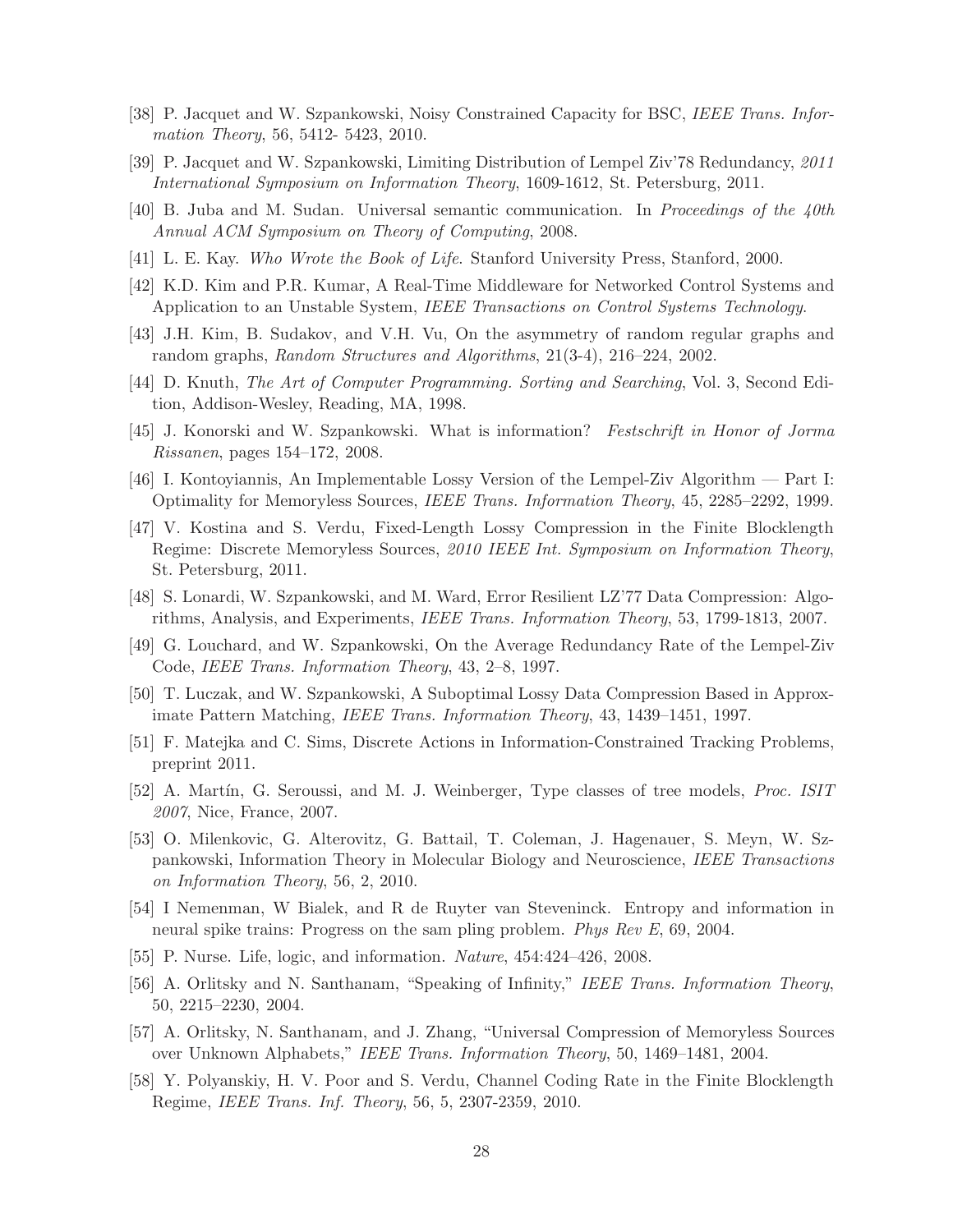[38] P. Jacquet and W. Szpankowski, Noisy Constrained Capacity for BSC, *IEEE Trans. Information Theory*, 56, 5412- 5423, 2010.

[39] P. Jacquet and W. Szpankowski, Limiting Distribution of Lempel Ziv'78 Redundancy, *2011 International Symposium on Information Theory*, 1609-1612, St. Petersburg, 2011.

[40] B. Juba and M. Sudan. Universal semantic communication. In *Proceedings of the 40th Annual ACM Symposium on Theory of Computing*, 2008.

[41] L. E. Kay. *Who Wrote the Book of Life*. Stanford University Press, Stanford, 2000.

[42] K.D. Kim and P.R. Kumar, A Real-Time Middleware for Networked Control Systems and Application to an Unstable System, *IEEE Transactions on Control Systems Technology*.

[43] J.H. Kim, B. Sudakov, and V.H. Vu, On the asymmetry of random regular graphs and random graphs, *Random Structures and Algorithms*, 21(3-4), 216–224, 2002.

[44] D. Knuth, *The Art of Computer Programming. Sorting and Searching*, Vol. 3, Second Edition, Addison-Wesley, Reading, MA, 1998.

[45] J. Konorski and W. Szpankowski. What is information? *Festschrift in Honor of Jorma Rissanen*, pages 154–172, 2008.

[46] I. Kontoyiannis, An Implementable Lossy Version of the Lempel-Ziv Algorithm — Part I: Optimality for Memoryless Sources, *IEEE Trans. Information Theory*, 45, 2285–2292, 1999.

[47] V. Kostina and S. Verdu, Fixed-Length Lossy Compression in the Finite Blocklength Regime: Discrete Memoryless Sources, *2010 IEEE Int. Symposium on Information Theory*, St. Petersburg, 2011.

[48] S. Lonardi, W. Szpankowski, and M. Ward, Error Resilient LZ'77 Data Compression: Algorithms, Analysis, and Experiments, *IEEE Trans. Information Theory*, 53, 1799-1813, 2007.

[49] G. Louchard, and W. Szpankowski, On the Average Redundancy Rate of the Lempel-Ziv Code, *IEEE Trans. Information Theory*, 43, 2–8, 1997.

[50] T. Luczak, and W. Szpankowski, A Suboptimal Lossy Data Compression Based in Approximate Pattern Matching, *IEEE Trans. Information Theory*, 43, 1439–1451, 1997.

[51] F. Matejka and C. Sims, Discrete Actions in Information-Constrained Tracking Problems, preprint 2011.

[52] A. Martín, G. Seroussi, and M. J. Weinberger, Type classes of tree models, *Proc. ISIT 2007*, Nice, France, 2007.

[53] O. Milenkovic, G. Alterovitz, G. Battail, T. Coleman, J. Hagenauer, S. Meyn, W. Szpankowski, Information Theory in Molecular Biology and Neuroscience, *IEEE Transactions on Information Theory*, 56, 2, 2010.

[54] I Nemenman, W Bialek, and R de Ruyter van Steveninck. Entropy and information in neural spike trains: Progress on the sam pling problem. *Phys Rev E*, 69, 2004.

[55] P. Nurse. Life, logic, and information. *Nature*, 454:424–426, 2008.

[56] A. Orlitsky and N. Santhanam, "Speaking of Infinity," *IEEE Trans. Information Theory*, 50, 2215–2230, 2004.

[57] A. Orlitsky, N. Santhanam, and J. Zhang, "Universal Compression of Memoryless Sources over Unknown Alphabets," *IEEE Trans. Information Theory*, 50, 1469–1481, 2004.

[58] Y. Polyanskiy, H. V. Poor and S. Verdu, Channel Coding Rate in the Finite Blocklength Regime, *IEEE Trans. Inf. Theory*, 56, 5, 2307-2359, 2010.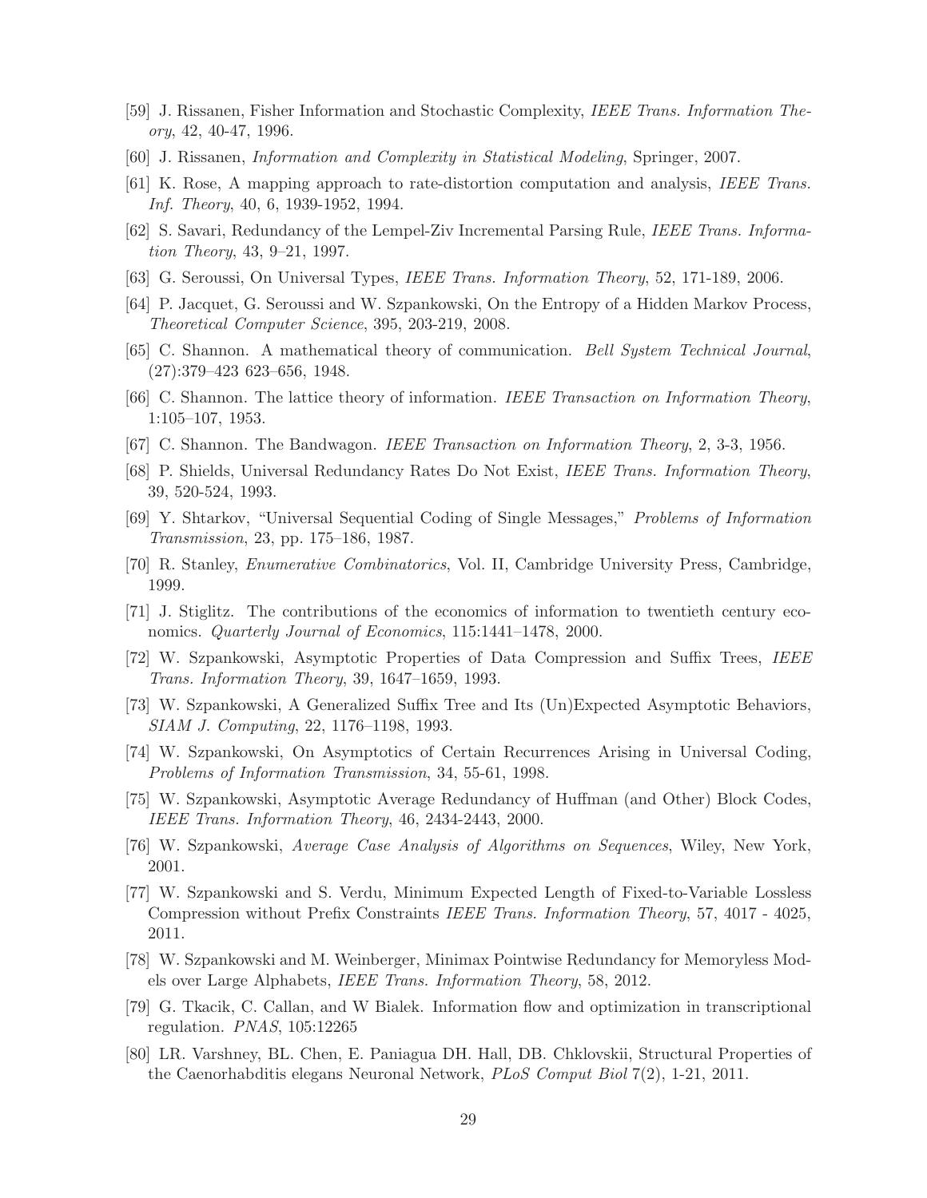[59] J. Rissanen, Fisher Information and Stochastic Complexity, *IEEE Trans. Information Theory*, 42, 40-47, 1996.

[60] J. Rissanen, *Information and Complexity in Statistical Modeling*, Springer, 2007.

[61] K. Rose, A mapping approach to rate-distortion computation and analysis, *IEEE Trans. Inf. Theory*, 40, 6, 1939-1952, 1994.

[62] S. Savari, Redundancy of the Lempel-Ziv Incremental Parsing Rule, *IEEE Trans. Information Theory*, 43, 9–21, 1997.

[63] G. Seroussi, On Universal Types, *IEEE Trans. Information Theory*, 52, 171-189, 2006.

[64] P. Jacquet, G. Seroussi and W. Szpankowski, On the Entropy of a Hidden Markov Process, *Theoretical Computer Science*, 395, 203-219, 2008.

[65] C. Shannon. A mathematical theory of communication. *Bell System Technical Journal*, (27):379–423 623–656, 1948.

[66] C. Shannon. The lattice theory of information. *IEEE Transaction on Information Theory*, 1:105–107, 1953.

[67] C. Shannon. The Bandwagon. *IEEE Transaction on Information Theory*, 2, 3-3, 1956.

[68] P. Shields, Universal Redundancy Rates Do Not Exist, *IEEE Trans. Information Theory*, 39, 520-524, 1993.

[69] Y. Shtarkov, "Universal Sequential Coding of Single Messages," *Problems of Information Transmission*, 23, pp. 175–186, 1987.

[70] R. Stanley, *Enumerative Combinatorics*, Vol. II, Cambridge University Press, Cambridge, 1999.

[71] J. Stiglitz. The contributions of the economics of information to twentieth century economics. *Quarterly Journal of Economics*, 115:1441–1478, 2000.

[72] W. Szpankowski, Asymptotic Properties of Data Compression and Suffix Trees, *IEEE Trans. Information Theory*, 39, 1647–1659, 1993.

[73] W. Szpankowski, A Generalized Suffix Tree and Its (Un)Expected Asymptotic Behaviors, *SIAM J. Computing*, 22, 1176–1198, 1993.

[74] W. Szpankowski, On Asymptotics of Certain Recurrences Arising in Universal Coding, *Problems of Information Transmission*, 34, 55-61, 1998.

[75] W. Szpankowski, Asymptotic Average Redundancy of Huffman (and Other) Block Codes, *IEEE Trans. Information Theory*, 46, 2434-2443, 2000.

[76] W. Szpankowski, *Average Case Analysis of Algorithms on Sequences*, Wiley, New York, 2001.

[77] W. Szpankowski and S. Verdu, Minimum Expected Length of Fixed-to-Variable Lossless Compression without Prefix Constraints *IEEE Trans. Information Theory*, 57, 4017 - 4025, 2011.

[78] W. Szpankowski and M. Weinberger, Minimax Pointwise Redundancy for Memoryless Models over Large Alphabets, *IEEE Trans. Information Theory*, 58, 2012.

[79] G. Tkacik, C. Callan, and W Bialek. Information flow and optimization in transcriptional regulation. *PNAS*, 105:12265

[80] LR. Varshney, BL. Chen, E. Paniagua DH. Hall, DB. Chklovskii, Structural Properties of the Caenorhabditis elegans Neuronal Network, *PLoS Comput Biol* 7(2), 1-21, 2011.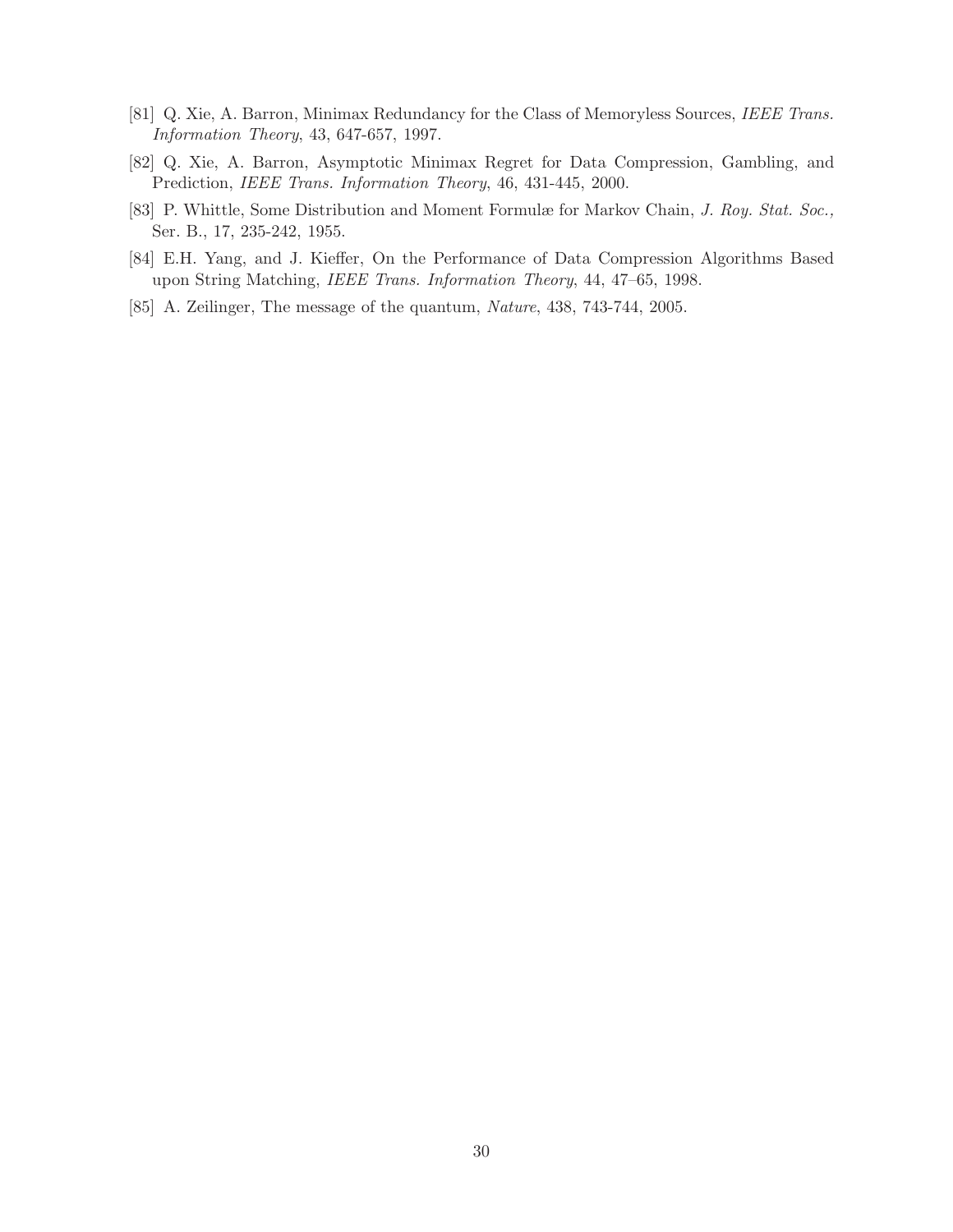[81] Q. Xie, A. Barron, Minimax Redundancy for the Class of Memoryless Sources, *IEEE Trans. Information Theory*, 43, 647-657, 1997.

[82] Q. Xie, A. Barron, Asymptotic Minimax Regret for Data Compression, Gambling, and Prediction, *IEEE Trans. Information Theory*, 46, 431-445, 2000.

[83] P. Whittle, Some Distribution and Moment Formulæ for Markov Chain, *J. Roy. Stat. Soc.,* Ser. B., 17, 235-242, 1955.

[84] E.H. Yang, and J. Kieffer, On the Performance of Data Compression Algorithms Based upon String Matching, *IEEE Trans. Information Theory*, 44, 47–65, 1998.

[85] A. Zeilinger, The message of the quantum, *Nature*, 438, 743-744, 2005.